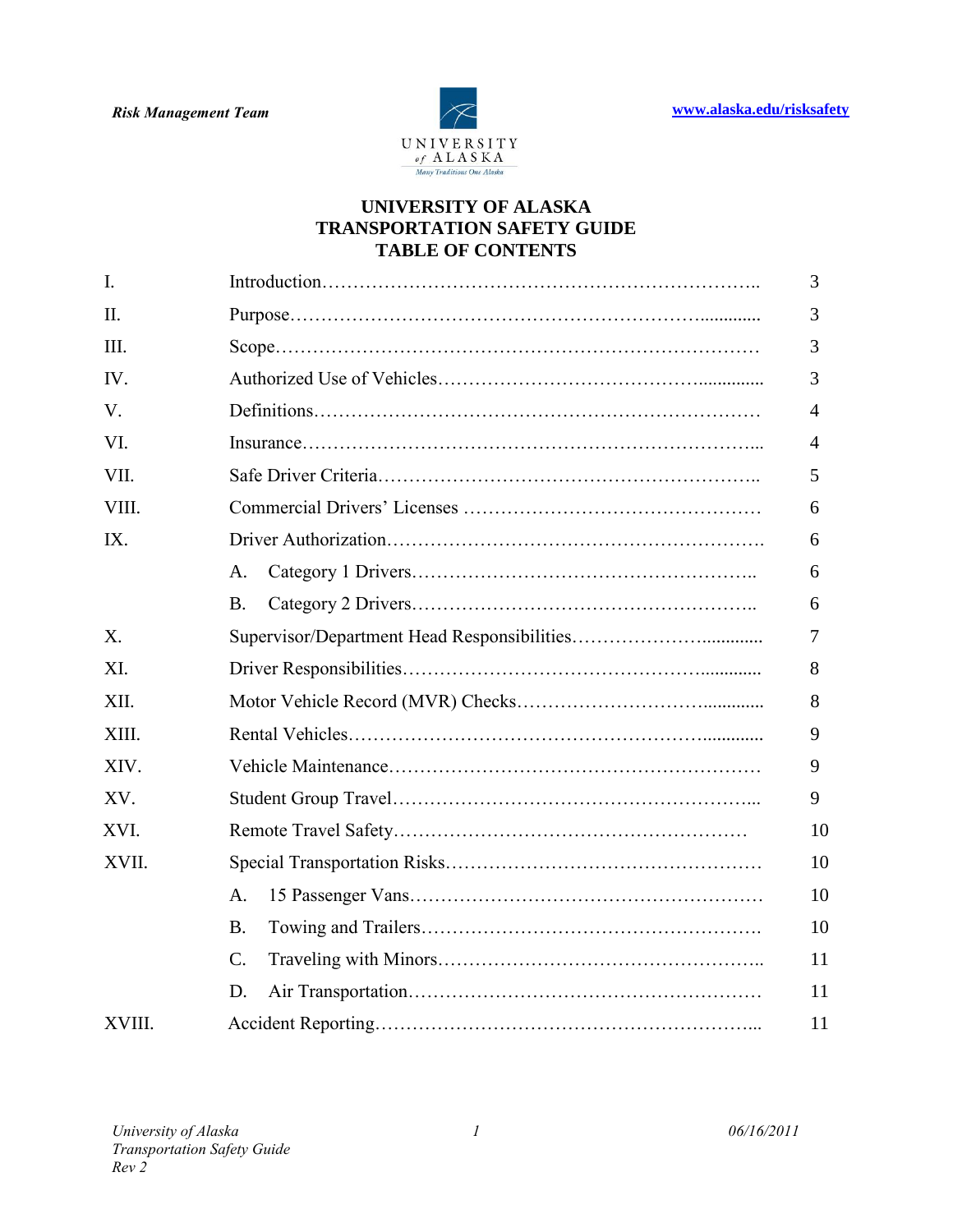*Risk Management Team*

[www.alaska.edu/risksafety](http://www.alaska.edu/risksafety)

UNIVERSITY of ALASKA

Many Traditions One Alaska

# UNIVERSITY OF ALASKA TRANSPORTATION SAFETY GUIDE TABLE OF CONTENTS

| | | |
|---|---|---|
| I. | Introduction | 3 |
| II. | Purpose | 3 |
| III. | Scope | 3 |
| IV. | Authorized Use of Vehicles | 3 |
| V. | Definitions | 4 |
| VI. | Insurance | 4 |
| VII. | Safe Driver Criteria | 5 |
| VIII. | Commercial Drivers' Licenses | 6 |
| IX. | Driver Authorization | 6 |
| | A. Category 1 Drivers | 6 |
| | B. Category 2 Drivers | 6 |
| X. | Supervisor/Department Head Responsibilities | 7 |
| XI. | Driver Responsibilities | 8 |
| XII. | Motor Vehicle Record (MVR) Checks | 8 |
| XIII. | Rental Vehicles | 9 |
| XIV. | Vehicle Maintenance | 9 |
| XV. | Student Group Travel | 9 |
| XVI. | Remote Travel Safety | 10 |
| XVII. | Special Transportation Risks | 10 |
| | A. 15 Passenger Vans | 10 |
| | B. Towing and Trailers | 10 |
| | C. Traveling with Minors | 11 |
| | D. Air Transportation | 11 |
| XVIII. | Accident Reporting | 11 |

*University of Alaska*
*Transportation Safety Guide*
*Rev 2*

*06/16/2011*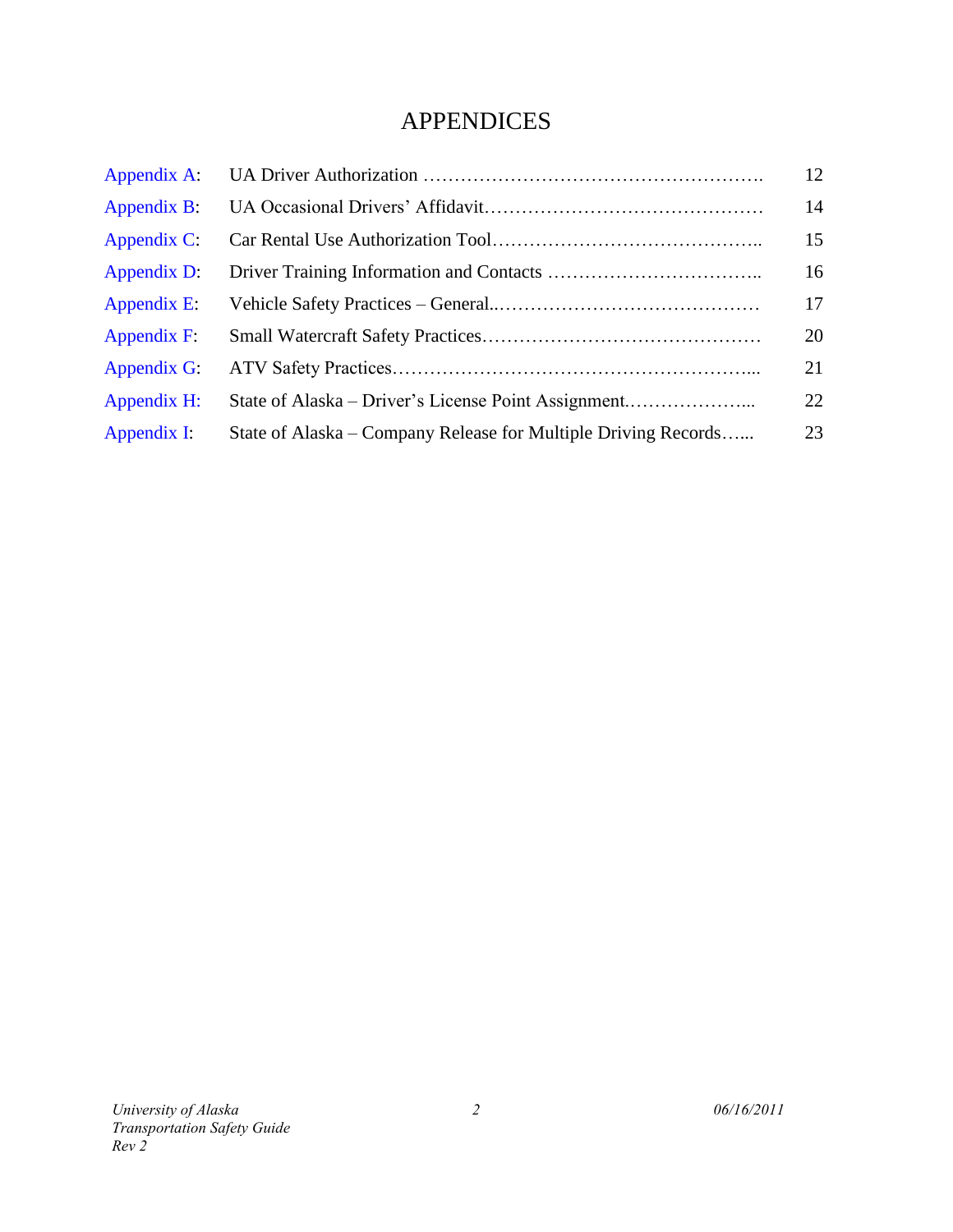# APPENDICES

| | | |
|---|---|---|
| Appendix A: | UA Driver Authorization ………………………………………………. | 12 |
| Appendix B: | UA Occasional Drivers' Affidavit……………………………………… | 14 |
| Appendix C: | Car Rental Use Authorization Tool…………………………………….. | 15 |
| Appendix D: | Driver Training Information and Contacts …………………………….. | 16 |
| Appendix E: | Vehicle Safety Practices – General..…………………………………… | 17 |
| Appendix F: | Small Watercraft Safety Practices……………………………………… | 20 |
| Appendix G: | ATV Safety Practices…………………………………………………... | 21 |
| Appendix H: | State of Alaska – Driver's License Point Assignment.………………... | 22 |
| Appendix I: | State of Alaska – Company Release for Multiple Driving Records…... | 23 |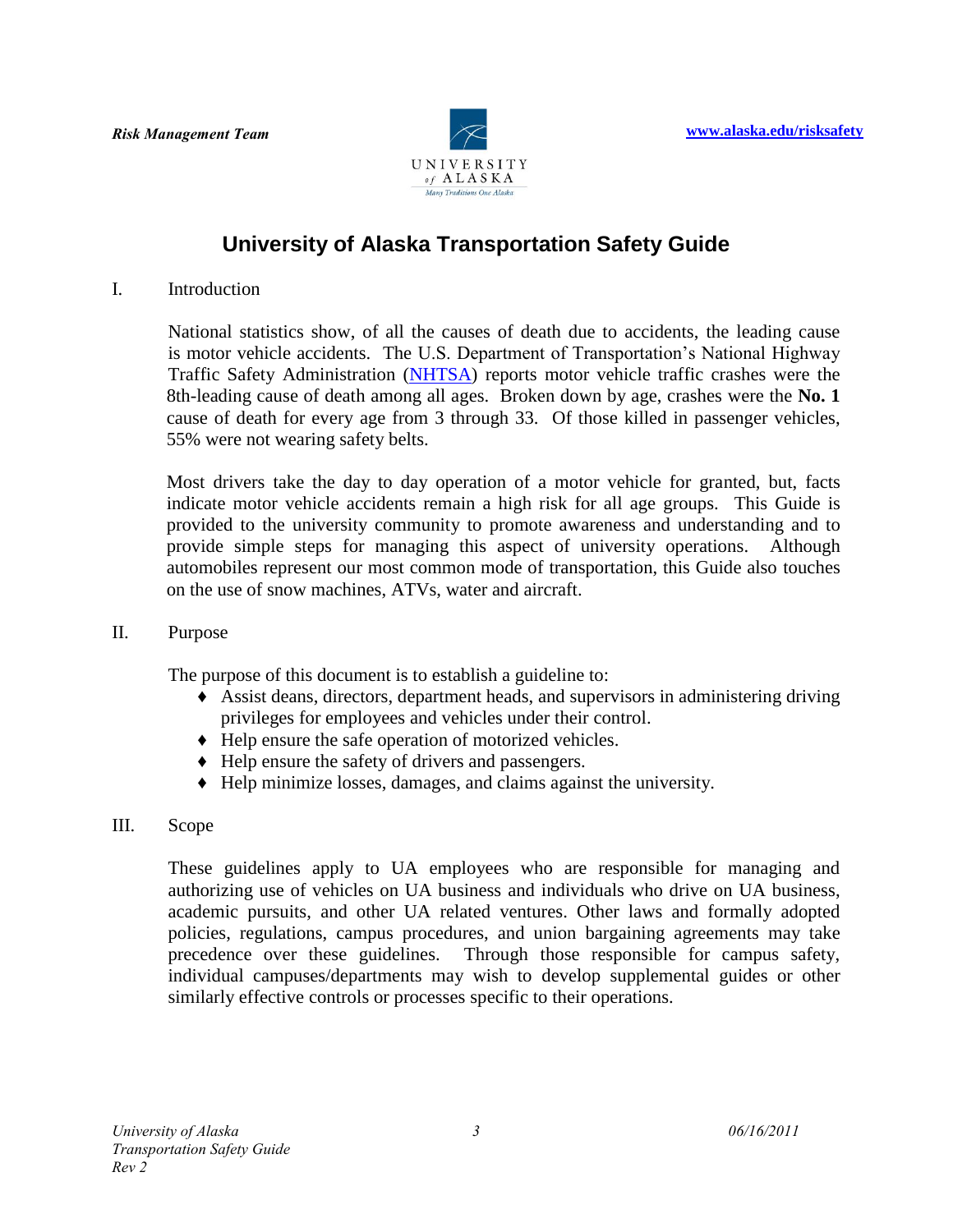# University of Alaska Transportation Safety Guide

## I. Introduction

National statistics show, of all the causes of death due to accidents, the leading cause is motor vehicle accidents. The U.S. Department of Transportation's National Highway Traffic Safety Administration (NHTSA) reports motor vehicle traffic crashes were the 8th-leading cause of death among all ages. Broken down by age, crashes were the **No. 1** cause of death for every age from 3 through 33. Of those killed in passenger vehicles, 55% were not wearing safety belts.

Most drivers take the day to day operation of a motor vehicle for granted, but, facts indicate motor vehicle accidents remain a high risk for all age groups. This Guide is provided to the university community to promote awareness and understanding and to provide simple steps for managing this aspect of university operations. Although automobiles represent our most common mode of transportation, this Guide also touches on the use of snow machines, ATVs, water and aircraft.

## II. Purpose

The purpose of this document is to establish a guideline to:

- Assist deans, directors, department heads, and supervisors in administering driving privileges for employees and vehicles under their control.
- Help ensure the safe operation of motorized vehicles.
- Help ensure the safety of drivers and passengers.
- Help minimize losses, damages, and claims against the university.

## III. Scope

These guidelines apply to UA employees who are responsible for managing and authorizing use of vehicles on UA business and individuals who drive on UA business, academic pursuits, and other UA related ventures. Other laws and formally adopted policies, regulations, campus procedures, and union bargaining agreements may take precedence over these guidelines. Through those responsible for campus safety, individual campuses/departments may wish to develop supplemental guides or other similarly effective controls or processes specific to their operations.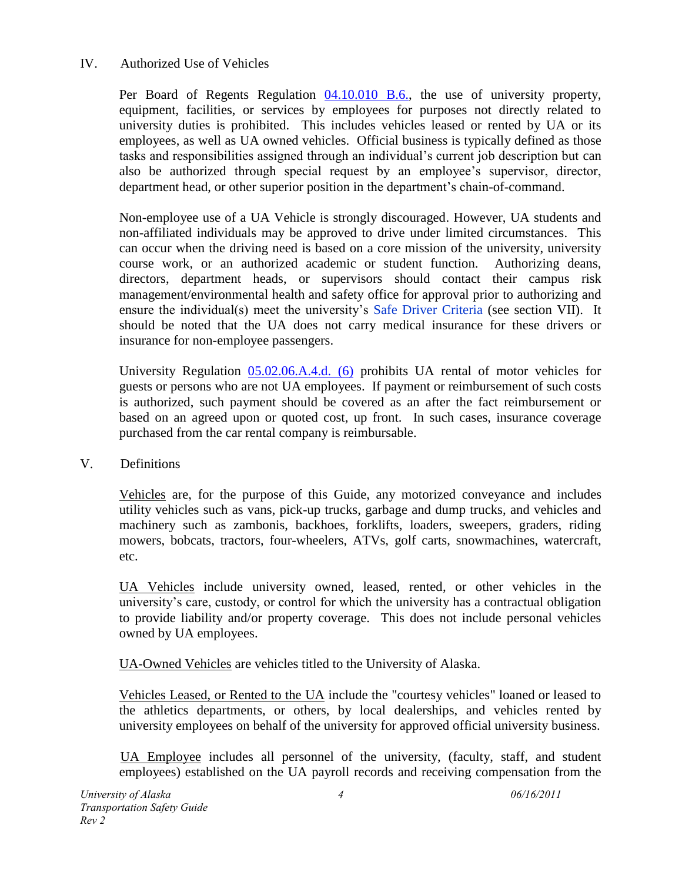## IV. Authorized Use of Vehicles

Per Board of Regents Regulation 04.10.010 B.6., the use of university property, equipment, facilities, or services by employees for purposes not directly related to university duties is prohibited. This includes vehicles leased or rented by UA or its employees, as well as UA owned vehicles. Official business is typically defined as those tasks and responsibilities assigned through an individual's current job description but can also be authorized through special request by an employee's supervisor, director, department head, or other superior position in the department's chain-of-command.

Non-employee use of a UA Vehicle is strongly discouraged. However, UA students and non-affiliated individuals may be approved to drive under limited circumstances. This can occur when the driving need is based on a core mission of the university, university course work, or an authorized academic or student function. Authorizing deans, directors, department heads, or supervisors should contact their campus risk management/environmental health and safety office for approval prior to authorizing and ensure the individual(s) meet the university's Safe Driver Criteria (see section VII). It should be noted that the UA does not carry medical insurance for these drivers or insurance for non-employee passengers.

University Regulation 05.02.06.A.4.d. (6) prohibits UA rental of motor vehicles for guests or persons who are not UA employees. If payment or reimbursement of such costs is authorized, such payment should be covered as an after the fact reimbursement or based on an agreed upon or quoted cost, up front. In such cases, insurance coverage purchased from the car rental company is reimbursable.

## V. Definitions

<u>Vehicles</u> are, for the purpose of this Guide, any motorized conveyance and includes utility vehicles such as vans, pick-up trucks, garbage and dump trucks, and vehicles and machinery such as zambonis, backhoes, forklifts, loaders, sweepers, graders, riding mowers, bobcats, tractors, four-wheelers, ATVs, golf carts, snowmachines, watercraft, etc.

<u>UA Vehicles</u> include university owned, leased, rented, or other vehicles in the university's care, custody, or control for which the university has a contractual obligation to provide liability and/or property coverage. This does not include personal vehicles owned by UA employees.

<u>UA-Owned Vehicles</u> are vehicles titled to the University of Alaska.

<u>Vehicles Leased, or Rented to the UA</u> include the "courtesy vehicles" loaned or leased to the athletics departments, or others, by local dealerships, and vehicles rented by university employees on behalf of the university for approved official university business.

<u>UA Employee</u> includes all personnel of the university, (faculty, staff, and student employees) established on the UA payroll records and receiving compensation from the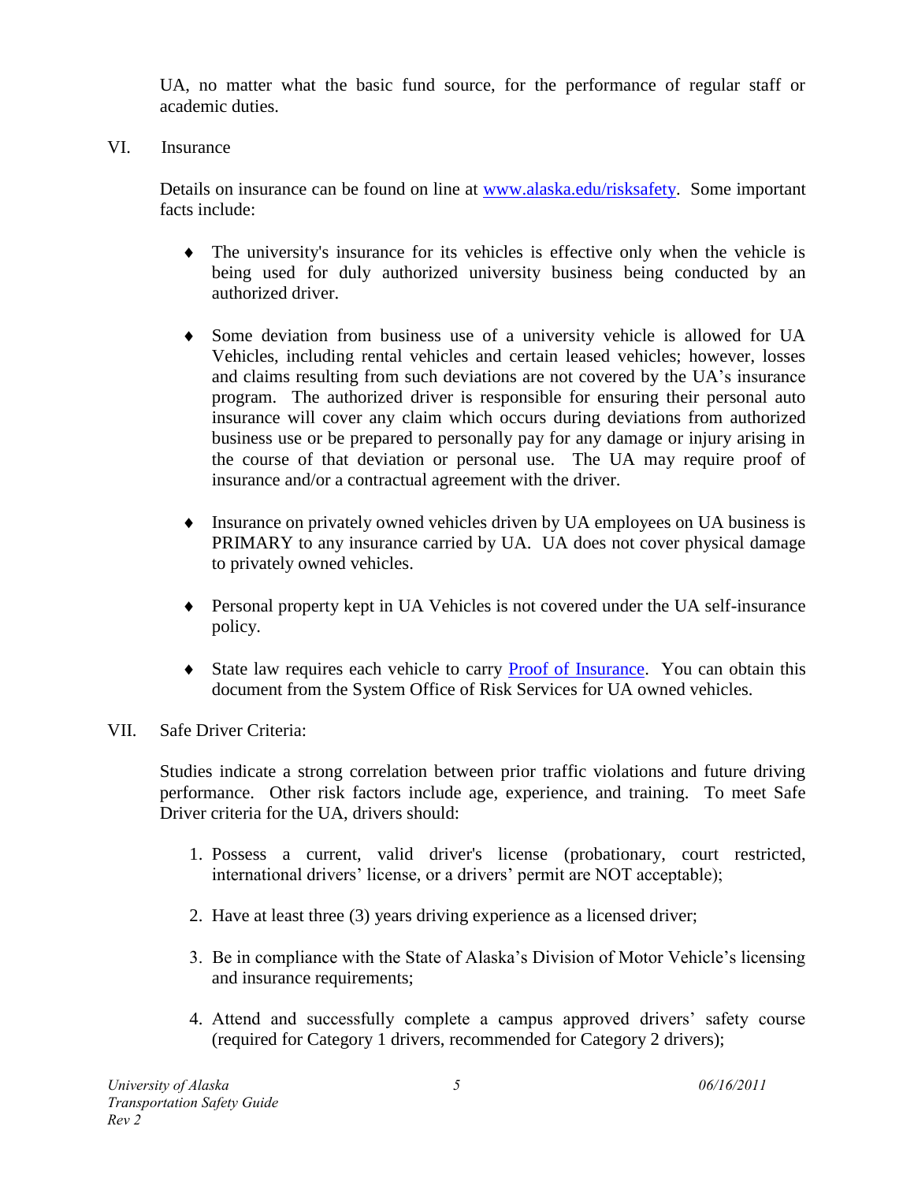UA, no matter what the basic fund source, for the performance of regular staff or academic duties.

## VI. Insurance

Details on insurance can be found on line at [www.alaska.edu/risksafety](http://www.alaska.edu/risksafety). Some important facts include:

- The university's insurance for its vehicles is effective only when the vehicle is being used for duly authorized university business being conducted by an authorized driver.

- Some deviation from business use of a university vehicle is allowed for UA Vehicles, including rental vehicles and certain leased vehicles; however, losses and claims resulting from such deviations are not covered by the UA's insurance program. The authorized driver is responsible for ensuring their personal auto insurance will cover any claim which occurs during deviations from authorized business use or be prepared to personally pay for any damage or injury arising in the course of that deviation or personal use. The UA may require proof of insurance and/or a contractual agreement with the driver.

- Insurance on privately owned vehicles driven by UA employees on UA business is PRIMARY to any insurance carried by UA. UA does not cover physical damage to privately owned vehicles.

- Personal property kept in UA Vehicles is not covered under the UA self-insurance policy.

- State law requires each vehicle to carry Proof of Insurance. You can obtain this document from the System Office of Risk Services for UA owned vehicles.

## VII. Safe Driver Criteria:

Studies indicate a strong correlation between prior traffic violations and future driving performance. Other risk factors include age, experience, and training. To meet Safe Driver criteria for the UA, drivers should:

1. Possess a current, valid driver's license (probationary, court restricted, international drivers' license, or a drivers' permit are NOT acceptable);

2. Have at least three (3) years driving experience as a licensed driver;

3. Be in compliance with the State of Alaska's Division of Motor Vehicle's licensing and insurance requirements;

4. Attend and successfully complete a campus approved drivers' safety course (required for Category 1 drivers, recommended for Category 2 drivers);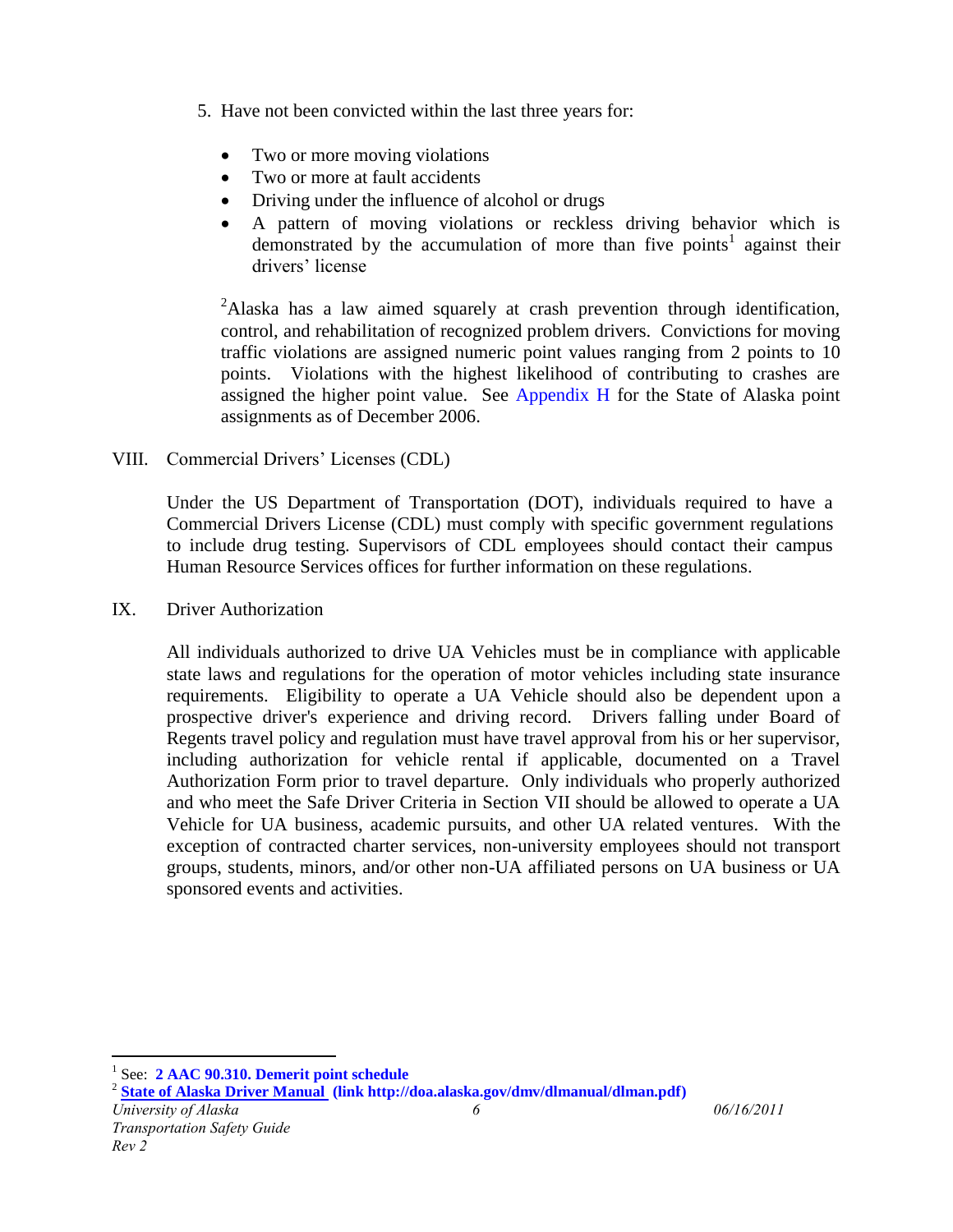5. Have not been convicted within the last three years for:

   - Two or more moving violations
   - Two or more at fault accidents
   - Driving under the influence of alcohol or drugs
   - A pattern of moving violations or reckless driving behavior which is demonstrated by the accumulation of more than five points[1] against their drivers' license

   [2]Alaska has a law aimed squarely at crash prevention through identification, control, and rehabilitation of recognized problem drivers. Convictions for moving traffic violations are assigned numeric point values ranging from 2 points to 10 points. Violations with the highest likelihood of contributing to crashes are assigned the higher point value. See Appendix H for the State of Alaska point assignments as of December 2006.

## VIII. Commercial Drivers' Licenses (CDL)

Under the US Department of Transportation (DOT), individuals required to have a Commercial Drivers License (CDL) must comply with specific government regulations to include drug testing. Supervisors of CDL employees should contact their campus Human Resource Services offices for further information on these regulations.

## IX. Driver Authorization

All individuals authorized to drive UA Vehicles must be in compliance with applicable state laws and regulations for the operation of motor vehicles including state insurance requirements. Eligibility to operate a UA Vehicle should also be dependent upon a prospective driver's experience and driving record. Drivers falling under Board of Regents travel policy and regulation must have travel approval from his or her supervisor, including authorization for vehicle rental if applicable, documented on a Travel Authorization Form prior to travel departure. Only individuals who properly authorized and who meet the Safe Driver Criteria in Section VII should be allowed to operate a UA Vehicle for UA business, academic pursuits, and other UA related ventures. With the exception of contracted charter services, non-university employees should not transport groups, students, minors, and/or other non-UA affiliated persons on UA business or UA sponsored events and activities.

---

[1] See: **2 AAC 90.310. Demerit point schedule**

[2] **State of Alaska Driver Manual (link http://doa.alaska.gov/dmv/dlmanual/dlman.pdf)**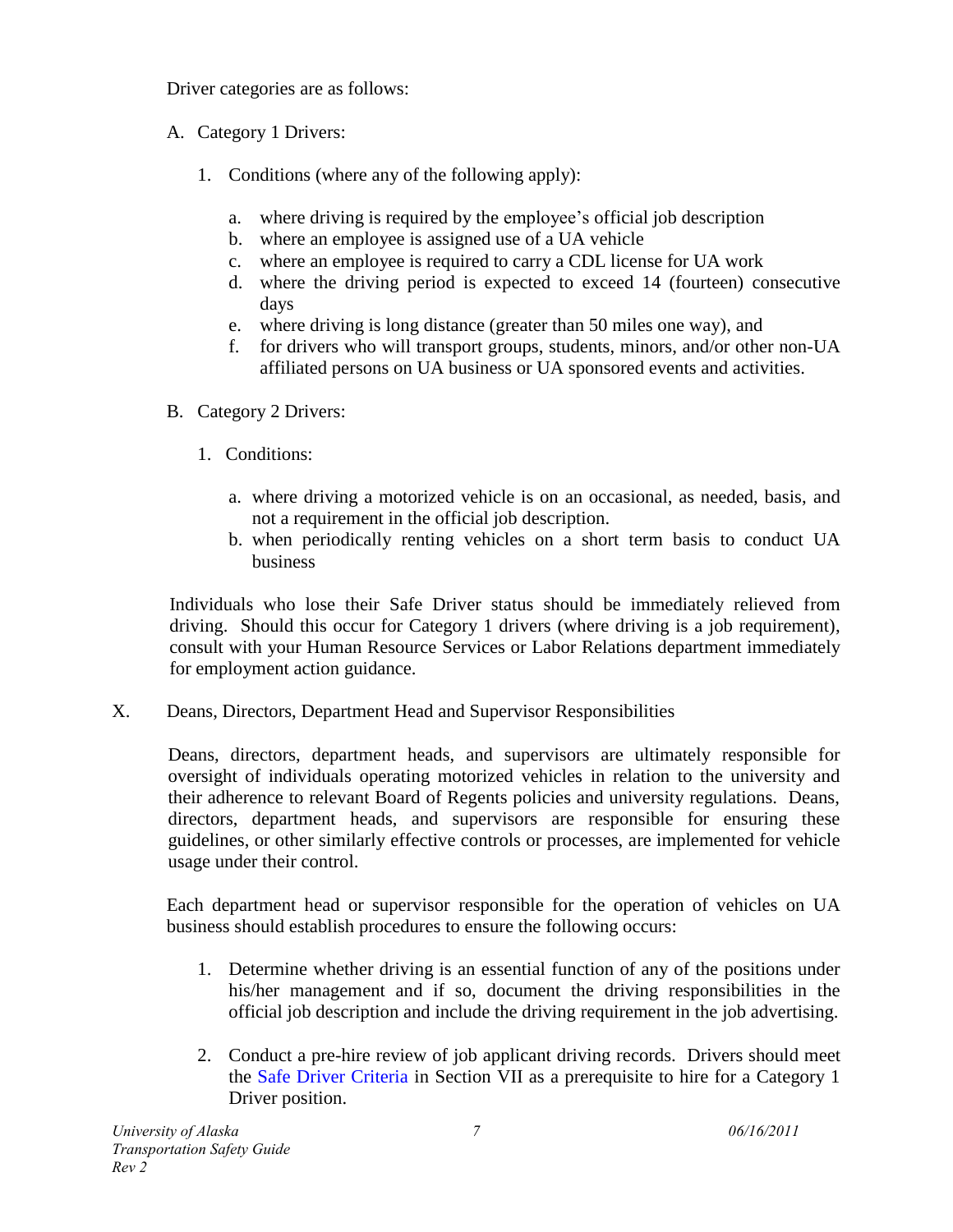Driver categories are as follows:

A. Category 1 Drivers:

   1. Conditions (where any of the following apply):

      a. where driving is required by the employee's official job description
      b. where an employee is assigned use of a UA vehicle
      c. where an employee is required to carry a CDL license for UA work
      d. where the driving period is expected to exceed 14 (fourteen) consecutive days
      e. where driving is long distance (greater than 50 miles one way), and
      f. for drivers who will transport groups, students, minors, and/or other non-UA affiliated persons on UA business or UA sponsored events and activities.

B. Category 2 Drivers:

   1. Conditions:

      a. where driving a motorized vehicle is on an occasional, as needed, basis, and not a requirement in the official job description.
      b. when periodically renting vehicles on a short term basis to conduct UA business

Individuals who lose their Safe Driver status should be immediately relieved from driving. Should this occur for Category 1 drivers (where driving is a job requirement), consult with your Human Resource Services or Labor Relations department immediately for employment action guidance.

## X. Deans, Directors, Department Head and Supervisor Responsibilities

Deans, directors, department heads, and supervisors are ultimately responsible for oversight of individuals operating motorized vehicles in relation to the university and their adherence to relevant Board of Regents policies and university regulations. Deans, directors, department heads, and supervisors are responsible for ensuring these guidelines, or other similarly effective controls or processes, are implemented for vehicle usage under their control.

Each department head or supervisor responsible for the operation of vehicles on UA business should establish procedures to ensure the following occurs:

1. Determine whether driving is an essential function of any of the positions under his/her management and if so, document the driving responsibilities in the official job description and include the driving requirement in the job advertising.

2. Conduct a pre-hire review of job applicant driving records. Drivers should meet the Safe Driver Criteria in Section VII as a prerequisite to hire for a Category 1 Driver position.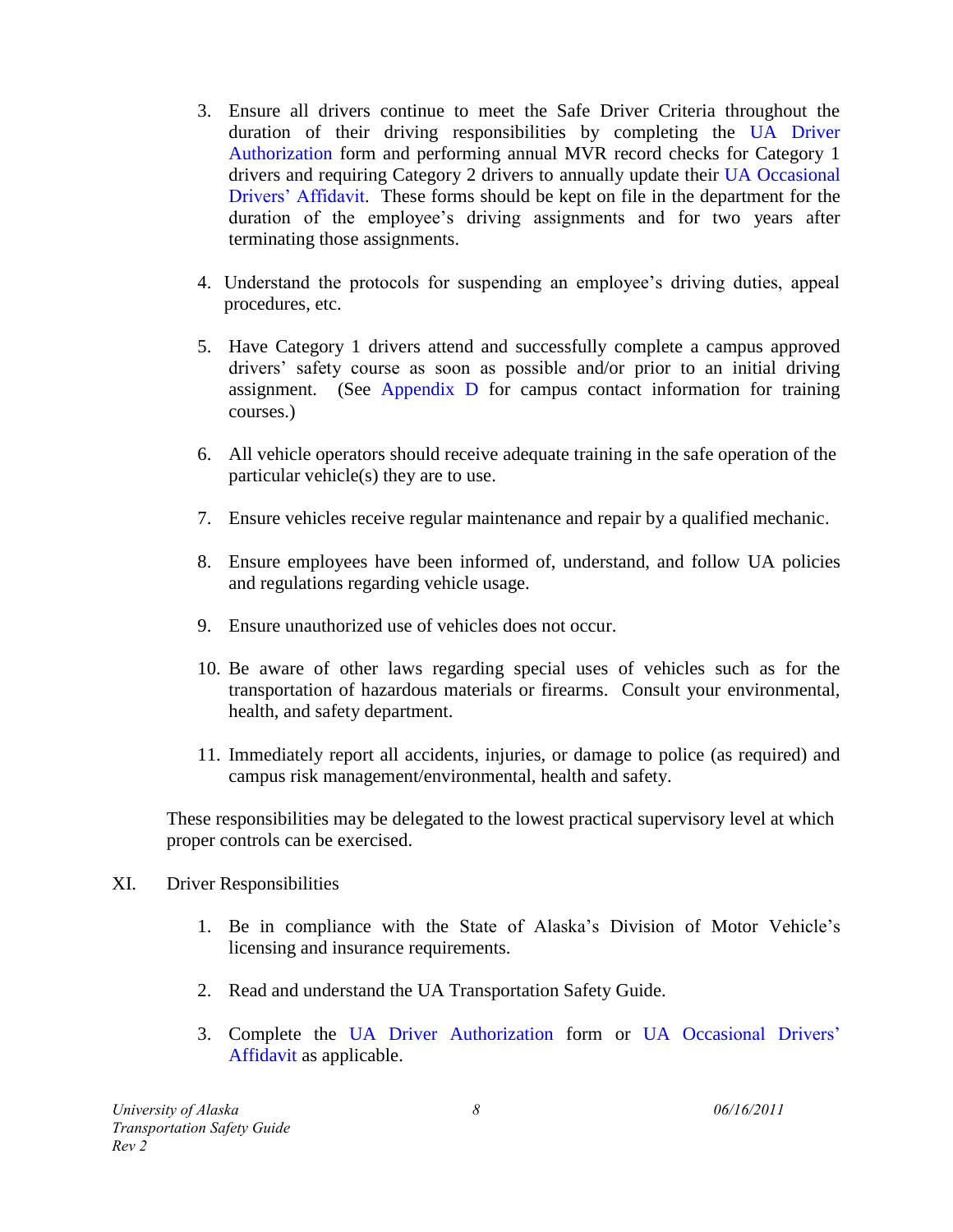3. Ensure all drivers continue to meet the Safe Driver Criteria throughout the duration of their driving responsibilities by completing the UA Driver Authorization form and performing annual MVR record checks for Category 1 drivers and requiring Category 2 drivers to annually update their UA Occasional Drivers' Affidavit. These forms should be kept on file in the department for the duration of the employee's driving assignments and for two years after terminating those assignments.

4. Understand the protocols for suspending an employee's driving duties, appeal procedures, etc.

5. Have Category 1 drivers attend and successfully complete a campus approved drivers' safety course as soon as possible and/or prior to an initial driving assignment. (See Appendix D for campus contact information for training courses.)

6. All vehicle operators should receive adequate training in the safe operation of the particular vehicle(s) they are to use.

7. Ensure vehicles receive regular maintenance and repair by a qualified mechanic.

8. Ensure employees have been informed of, understand, and follow UA policies and regulations regarding vehicle usage.

9. Ensure unauthorized use of vehicles does not occur.

10. Be aware of other laws regarding special uses of vehicles such as for the transportation of hazardous materials or firearms. Consult your environmental, health, and safety department.

11. Immediately report all accidents, injuries, or damage to police (as required) and campus risk management/environmental, health and safety.

These responsibilities may be delegated to the lowest practical supervisory level at which proper controls can be exercised.

## XI. Driver Responsibilities

1. Be in compliance with the State of Alaska's Division of Motor Vehicle's licensing and insurance requirements.

2. Read and understand the UA Transportation Safety Guide.

3. Complete the UA Driver Authorization form or UA Occasional Drivers' Affidavit as applicable.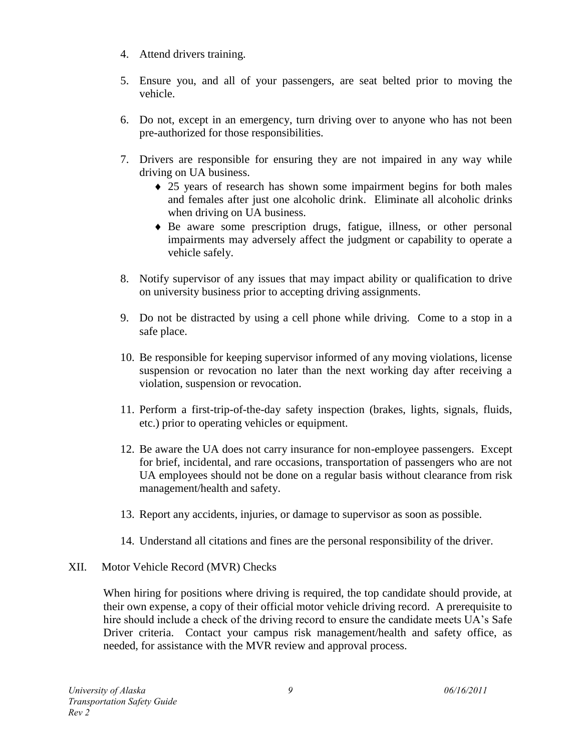4. Attend drivers training.

5. Ensure you, and all of your passengers, are seat belted prior to moving the vehicle.

6. Do not, except in an emergency, turn driving over to anyone who has not been pre-authorized for those responsibilities.

7. Drivers are responsible for ensuring they are not impaired in any way while driving on UA business.
   - 25 years of research has shown some impairment begins for both males and females after just one alcoholic drink. Eliminate all alcoholic drinks when driving on UA business.
   - Be aware some prescription drugs, fatigue, illness, or other personal impairments may adversely affect the judgment or capability to operate a vehicle safely.

8. Notify supervisor of any issues that may impact ability or qualification to drive on university business prior to accepting driving assignments.

9. Do not be distracted by using a cell phone while driving. Come to a stop in a safe place.

10. Be responsible for keeping supervisor informed of any moving violations, license suspension or revocation no later than the next working day after receiving a violation, suspension or revocation.

11. Perform a first-trip-of-the-day safety inspection (brakes, lights, signals, fluids, etc.) prior to operating vehicles or equipment.

12. Be aware the UA does not carry insurance for non-employee passengers. Except for brief, incidental, and rare occasions, transportation of passengers who are not UA employees should not be done on a regular basis without clearance from risk management/health and safety.

13. Report any accidents, injuries, or damage to supervisor as soon as possible.

14. Understand all citations and fines are the personal responsibility of the driver.

## XII. Motor Vehicle Record (MVR) Checks

When hiring for positions where driving is required, the top candidate should provide, at their own expense, a copy of their official motor vehicle driving record. A prerequisite to hire should include a check of the driving record to ensure the candidate meets UA's Safe Driver criteria. Contact your campus risk management/health and safety office, as needed, for assistance with the MVR review and approval process.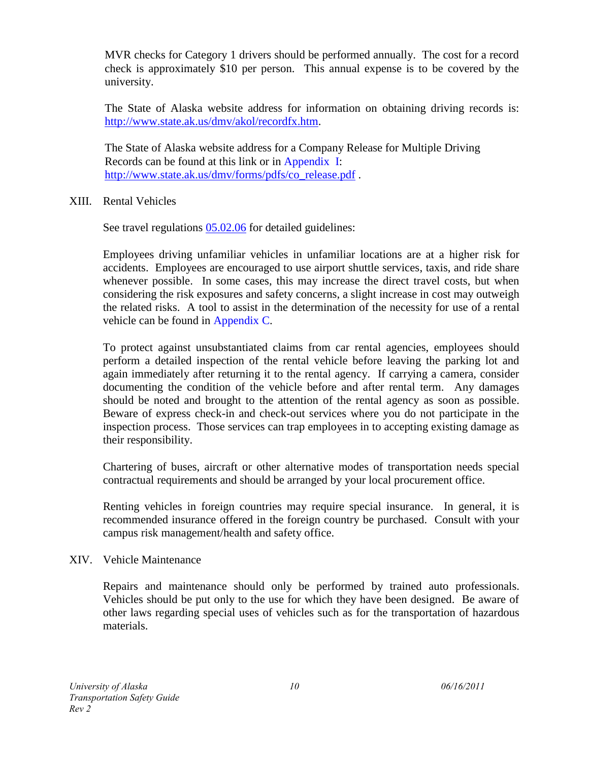MVR checks for Category 1 drivers should be performed annually. The cost for a record check is approximately $10 per person. This annual expense is to be covered by the university.

The State of Alaska website address for information on obtaining driving records is: http://www.state.ak.us/dmv/akol/recordfx.htm.

The State of Alaska website address for a Company Release for Multiple Driving Records can be found at this link or in Appendix I: http://www.state.ak.us/dmv/forms/pdfs/co_release.pdf .

## XIII. Rental Vehicles

See travel regulations 05.02.06 for detailed guidelines:

Employees driving unfamiliar vehicles in unfamiliar locations are at a higher risk for accidents. Employees are encouraged to use airport shuttle services, taxis, and ride share whenever possible. In some cases, this may increase the direct travel costs, but when considering the risk exposures and safety concerns, a slight increase in cost may outweigh the related risks. A tool to assist in the determination of the necessity for use of a rental vehicle can be found in Appendix C.

To protect against unsubstantiated claims from car rental agencies, employees should perform a detailed inspection of the rental vehicle before leaving the parking lot and again immediately after returning it to the rental agency. If carrying a camera, consider documenting the condition of the vehicle before and after rental term. Any damages should be noted and brought to the attention of the rental agency as soon as possible. Beware of express check-in and check-out services where you do not participate in the inspection process. Those services can trap employees in to accepting existing damage as their responsibility.

Chartering of buses, aircraft or other alternative modes of transportation needs special contractual requirements and should be arranged by your local procurement office.

Renting vehicles in foreign countries may require special insurance. In general, it is recommended insurance offered in the foreign country be purchased. Consult with your campus risk management/health and safety office.

## XIV. Vehicle Maintenance

Repairs and maintenance should only be performed by trained auto professionals. Vehicles should be put only to the use for which they have been designed. Be aware of other laws regarding special uses of vehicles such as for the transportation of hazardous materials.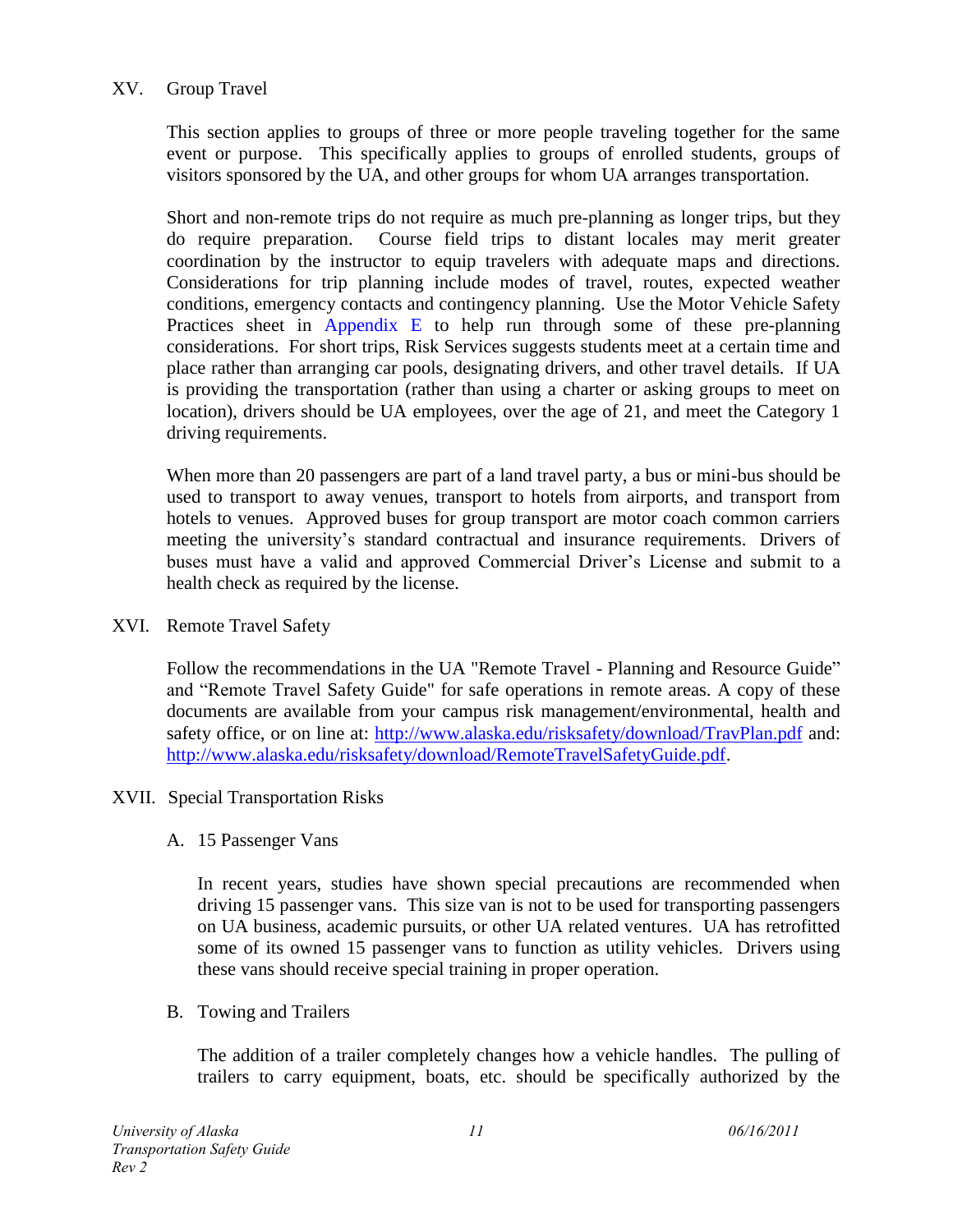## XV. Group Travel

This section applies to groups of three or more people traveling together for the same event or purpose. This specifically applies to groups of enrolled students, groups of visitors sponsored by the UA, and other groups for whom UA arranges transportation.

Short and non-remote trips do not require as much pre-planning as longer trips, but they do require preparation. Course field trips to distant locales may merit greater coordination by the instructor to equip travelers with adequate maps and directions. Considerations for trip planning include modes of travel, routes, expected weather conditions, emergency contacts and contingency planning. Use the Motor Vehicle Safety Practices sheet in Appendix E to help run through some of these pre-planning considerations. For short trips, Risk Services suggests students meet at a certain time and place rather than arranging car pools, designating drivers, and other travel details. If UA is providing the transportation (rather than using a charter or asking groups to meet on location), drivers should be UA employees, over the age of 21, and meet the Category 1 driving requirements.

When more than 20 passengers are part of a land travel party, a bus or mini-bus should be used to transport to away venues, transport to hotels from airports, and transport from hotels to venues. Approved buses for group transport are motor coach common carriers meeting the university's standard contractual and insurance requirements. Drivers of buses must have a valid and approved Commercial Driver's License and submit to a health check as required by the license.

## XVI. Remote Travel Safety

Follow the recommendations in the UA "Remote Travel - Planning and Resource Guide" and "Remote Travel Safety Guide" for safe operations in remote areas. A copy of these documents are available from your campus risk management/environmental, health and safety office, or on line at: http://www.alaska.edu/risksafety/download/TravPlan.pdf and: http://www.alaska.edu/risksafety/download/RemoteTravelSafetyGuide.pdf.

## XVII. Special Transportation Risks

### A. 15 Passenger Vans

In recent years, studies have shown special precautions are recommended when driving 15 passenger vans. This size van is not to be used for transporting passengers on UA business, academic pursuits, or other UA related ventures. UA has retrofitted some of its owned 15 passenger vans to function as utility vehicles. Drivers using these vans should receive special training in proper operation.

### B. Towing and Trailers

The addition of a trailer completely changes how a vehicle handles. The pulling of trailers to carry equipment, boats, etc. should be specifically authorized by the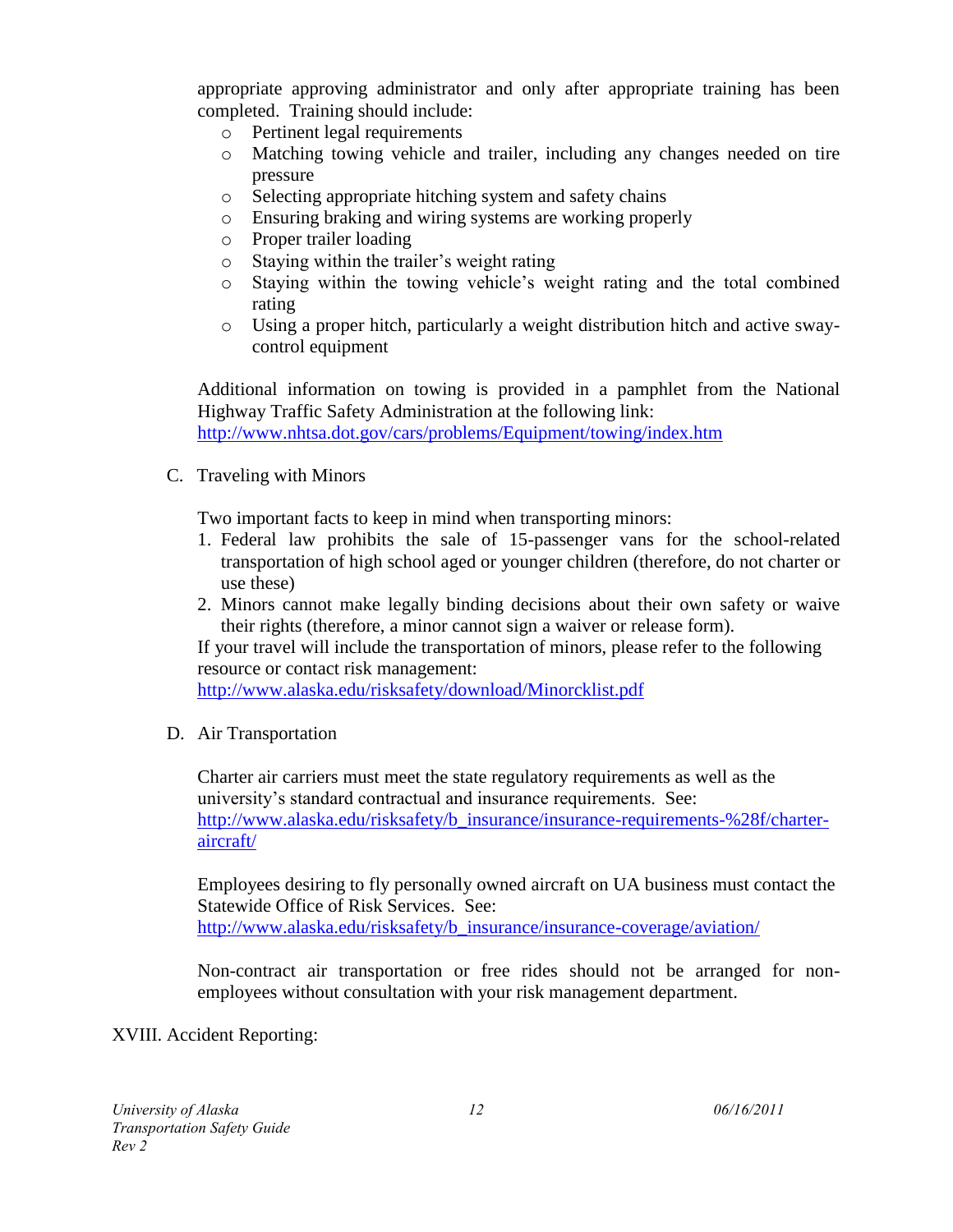appropriate approving administrator and only after appropriate training has been completed. Training should include:

- Pertinent legal requirements
- Matching towing vehicle and trailer, including any changes needed on tire pressure
- Selecting appropriate hitching system and safety chains
- Ensuring braking and wiring systems are working properly
- Proper trailer loading
- Staying within the trailer's weight rating
- Staying within the towing vehicle's weight rating and the total combined rating
- Using a proper hitch, particularly a weight distribution hitch and active sway-control equipment

Additional information on towing is provided in a pamphlet from the National Highway Traffic Safety Administration at the following link: [http://www.nhtsa.dot.gov/cars/problems/Equipment/towing/index.htm](http://www.nhtsa.dot.gov/cars/problems/Equipment/towing/index.htm)

C. Traveling with Minors

Two important facts to keep in mind when transporting minors:

1. Federal law prohibits the sale of 15-passenger vans for the school-related transportation of high school aged or younger children (therefore, do not charter or use these)
2. Minors cannot make legally binding decisions about their own safety or waive their rights (therefore, a minor cannot sign a waiver or release form).

If your travel will include the transportation of minors, please refer to the following resource or contact risk management:
[http://www.alaska.edu/risksafety/download/Minorcklist.pdf](http://www.alaska.edu/risksafety/download/Minorcklist.pdf)

D. Air Transportation

Charter air carriers must meet the state regulatory requirements as well as the university's standard contractual and insurance requirements. See: [http://www.alaska.edu/risksafety/b_insurance/insurance-requirements-%28f/charter-aircraft/](http://www.alaska.edu/risksafety/b_insurance/insurance-requirements-%28f/charter-aircraft/)

Employees desiring to fly personally owned aircraft on UA business must contact the Statewide Office of Risk Services. See:
[http://www.alaska.edu/risksafety/b_insurance/insurance-coverage/aviation/](http://www.alaska.edu/risksafety/b_insurance/insurance-coverage/aviation/)

Non-contract air transportation or free rides should not be arranged for non-employees without consultation with your risk management department.

## XVIII. Accident Reporting: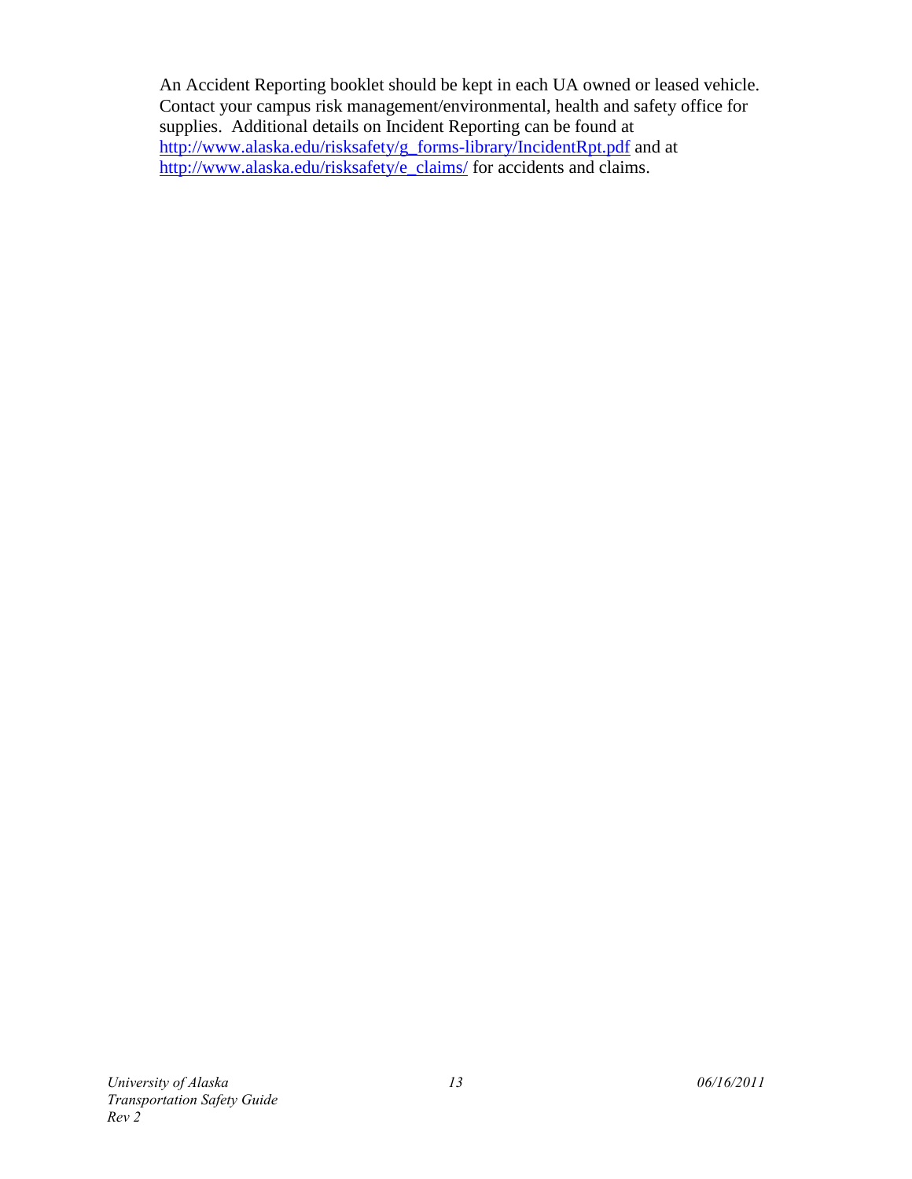An Accident Reporting booklet should be kept in each UA owned or leased vehicle. Contact your campus risk management/environmental, health and safety office for supplies. Additional details on Incident Reporting can be found at [http://www.alaska.edu/risksafety/g_forms-library/IncidentRpt.pdf](http://www.alaska.edu/risksafety/g_forms-library/IncidentRpt.pdf) and at [http://www.alaska.edu/risksafety/e_claims/](http://www.alaska.edu/risksafety/e_claims/) for accidents and claims.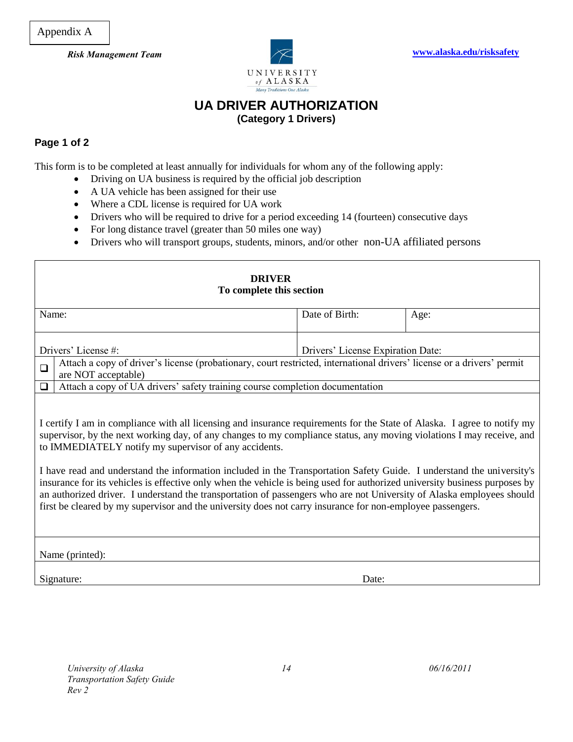Appendix A

***Risk Management Team***

**www.alaska.edu/risksafety**

UNIVERSITY of ALASKA

*Many Traditions One Alaska*

# UA DRIVER AUTHORIZATION

**(Category 1 Drivers)**

**Page 1 of 2**

This form is to be completed at least annually for individuals for whom any of the following apply:

- Driving on UA business is required by the official job description
- A UA vehicle has been assigned for their use
- Where a CDL license is required for UA work
- Drivers who will be required to drive for a period exceeding 14 (fourteen) consecutive days
- For long distance travel (greater than 50 miles one way)
- Drivers who will transport groups, students, minors, and/or other non-UA affiliated persons

**DRIVER**
**To complete this section**

| Name: | Date of Birth: | Age: |
|---|---|---|
| Drivers' License #: | Drivers' License Expiration Date: | |

- ❑ Attach a copy of driver's license (probationary, court restricted, international drivers' license or a drivers' permit are NOT acceptable)
- ❑ Attach a copy of UA drivers' safety training course completion documentation

I certify I am in compliance with all licensing and insurance requirements for the State of Alaska. I agree to notify my supervisor, by the next working day, of any changes to my compliance status, any moving violations I may receive, and to IMMEDIATELY notify my supervisor of any accidents.

I have read and understand the information included in the Transportation Safety Guide. I understand the university's insurance for its vehicles is effective only when the vehicle is being used for authorized university business purposes by an authorized driver. I understand the transportation of passengers who are not University of Alaska employees should first be cleared by my supervisor and the university does not carry insurance for non-employee passengers.

Name (printed):

Signature: Date: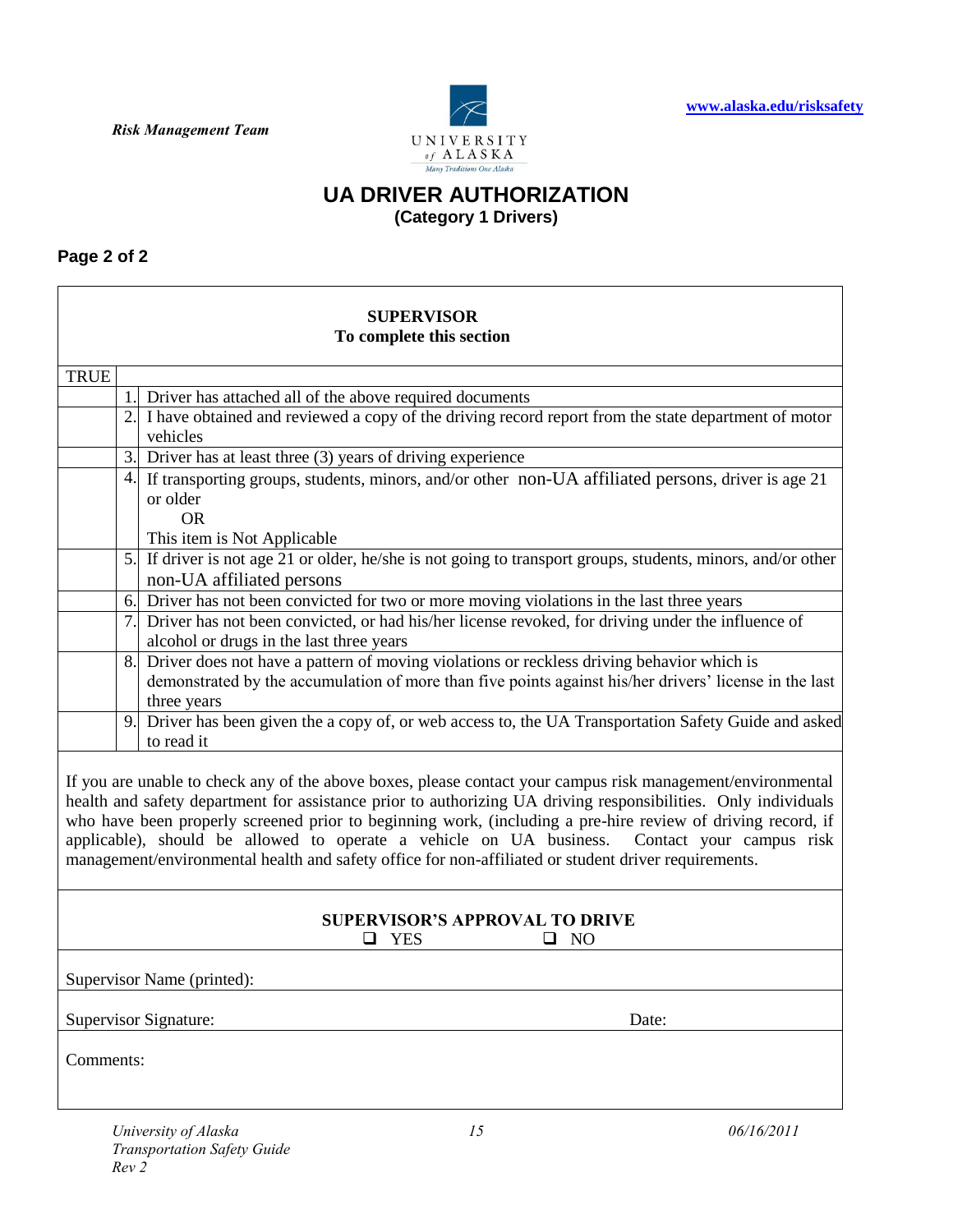Risk Management Team

www.alaska.edu/risksafety

# UA DRIVER AUTHORIZATION

## (Category 1 Drivers)

**Page 2 of 2**

**SUPERVISOR**
**To complete this section**

| TRUE | | |
|---|---|---|
| | 1. | Driver has attached all of the above required documents |
| | 2. | I have obtained and reviewed a copy of the driving record report from the state department of motor vehicles |
| | 3. | Driver has at least three (3) years of driving experience |
| | 4. | If transporting groups, students, minors, and/or other non-UA affiliated persons, driver is age 21 or older<br>OR<br>This item is Not Applicable |
| | 5. | If driver is not age 21 or older, he/she is not going to transport groups, students, minors, and/or other non-UA affiliated persons |
| | 6. | Driver has not been convicted for two or more moving violations in the last three years |
| | 7. | Driver has not been convicted, or had his/her license revoked, for driving under the influence of alcohol or drugs in the last three years |
| | 8. | Driver does not have a pattern of moving violations or reckless driving behavior which is demonstrated by the accumulation of more than five points against his/her drivers' license in the last three years |
| | 9. | Driver has been given the a copy of, or web access to, the UA Transportation Safety Guide and asked to read it |

If you are unable to check any of the above boxes, please contact your campus risk management/environmental health and safety department for assistance prior to authorizing UA driving responsibilities. Only individuals who have been properly screened prior to beginning work, (including a pre-hire review of driving record, if applicable), should be allowed to operate a vehicle on UA business. Contact your campus risk management/environmental health and safety office for non-affiliated or student driver requirements.

**SUPERVISOR'S APPROVAL TO DRIVE**

☐ YES ☐ NO

Supervisor Name (printed):

Supervisor Signature: Date:

Comments: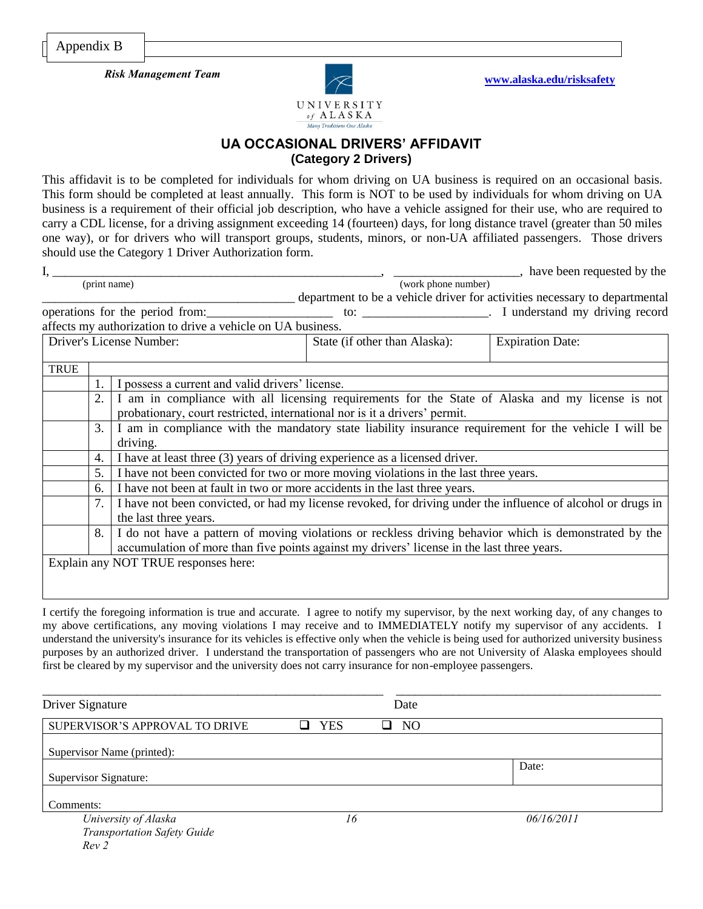Appendix B

***Risk Management Team***

**www.alaska.edu/risksafety**

UNIVERSITY of ALASKA
*Many Traditions One Alaska*

## UA OCCASIONAL DRIVERS' AFFIDAVIT
### (Category 2 Drivers)

This affidavit is to be completed for individuals for whom driving on UA business is required on an occasional basis. This form should be completed at least annually. This form is NOT to be used by individuals for whom driving on UA business is a requirement of their official job description, who have a vehicle assigned for their use, who are required to carry a CDL license, for a driving assignment exceeding 14 (fourteen) days, for long distance travel (greater than 50 miles one way), or for drivers who will transport groups, students, minors, or non-UA affiliated passengers. Those drivers should use the Category 1 Driver Authorization form.

I, ______________________________________________________, ___________________, have been requested by the
(print name) (work phone number)
________________________________________ department to be a vehicle driver for activities necessary to departmental operations for the period from:___________________ to: ___________________. I understand my driving record affects my authorization to drive a vehicle on UA business.

| Driver's License Number: | State (if other than Alaska): | Expiration Date: |
|---|---|---|
| | | |

| TRUE | | |
|---|---|---|
| | 1. | I possess a current and valid drivers' license. |
| | 2. | I am in compliance with all licensing requirements for the State of Alaska and my license is not probationary, court restricted, international nor is it a drivers' permit. |
| | 3. | I am in compliance with the mandatory state liability insurance requirement for the vehicle I will be driving. |
| | 4. | I have at least three (3) years of driving experience as a licensed driver. |
| | 5. | I have not been convicted for two or more moving violations in the last three years. |
| | 6. | I have not been at fault in two or more accidents in the last three years. |
| | 7. | I have not been convicted, or had my license revoked, for driving under the influence of alcohol or drugs in the last three years. |
| | 8. | I do not have a pattern of moving violations or reckless driving behavior which is demonstrated by the accumulation of more than five points against my drivers' license in the last three years. |

Explain any NOT TRUE responses here:

I certify the foregoing information is true and accurate. I agree to notify my supervisor, by the next working day, of any changes to my above certifications, any moving violations I may receive and to IMMEDIATELY notify my supervisor of any accidents. I understand the university's insurance for its vehicles is effective only when the vehicle is being used for authorized university business purposes by an authorized driver. I understand the transportation of passengers who are not University of Alaska employees should first be cleared by my supervisor and the university does not carry insurance for non-employee passengers.

_______________________________________________ ____________________________________

Driver Signature Date

| SUPERVISOR'S APPROVAL TO DRIVE | ❑ YES ❑ NO | |
|---|---|---|
| Supervisor Name (printed): | | |
| Supervisor Signature: | | Date: |
| Comments: | | |

*University of Alaska Transportation Safety Guide Rev 2* *06/16/2011*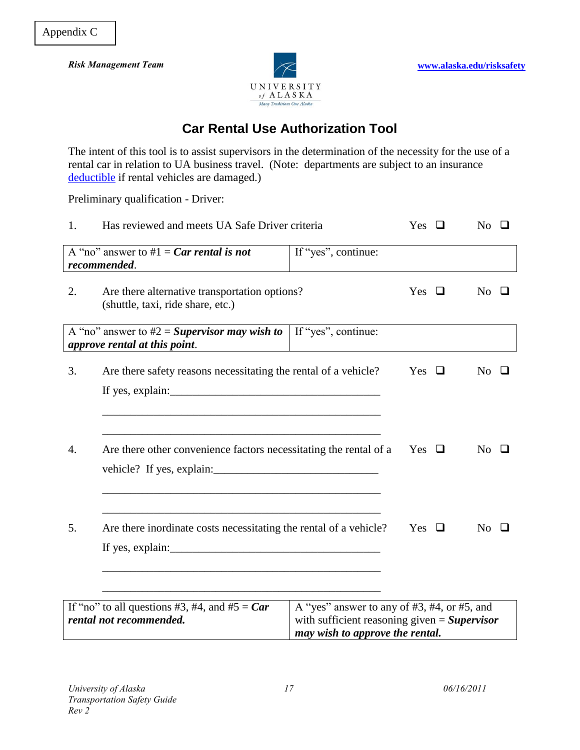Appendix C

*Risk Management Team*

www.alaska.edu/risksafety

# Car Rental Use Authorization Tool

The intent of this tool is to assist supervisors in the determination of the necessity for the use of a rental car in relation to UA business travel. (Note: departments are subject to an insurance deductible if rental vehicles are damaged.)

Preliminary qualification - Driver:

1. Has reviewed and meets UA Safe Driver criteria Yes ❑ No ❑

| A "no" answer to #1 = ***Car rental is not recommended***. | If "yes", continue: |
|---|---|

2. Are there alternative transportation options? (shuttle, taxi, ride share, etc.) Yes ❑ No ❑

| A "no" answer to #2 = ***Supervisor may wish to approve rental at this point***. | If "yes", continue: |
|---|---|

3. Are there safety reasons necessitating the rental of a vehicle? Yes ❑ No ❑

   If yes, explain:_____________________________________

   _________________________________________________

   _________________________________________________

4. Are there other convenience factors necessitating the rental of a vehicle? Yes ❑ No ❑ If yes, explain:_____________________________

   _________________________________________________

   _________________________________________________

5. Are there inordinate costs necessitating the rental of a vehicle? Yes ❑ No ❑

   If yes, explain:_____________________________________

   _________________________________________________

   _________________________________________________

| If "no" to all questions #3, #4, and #5 = ***Car rental not recommended.*** | A "yes" answer to any of #3, #4, or #5, and with sufficient reasoning given = ***Supervisor may wish to approve the rental.*** |
|---|---|

*University of Alaska*
*Transportation Safety Guide*
*Rev 2*

*06/16/2011*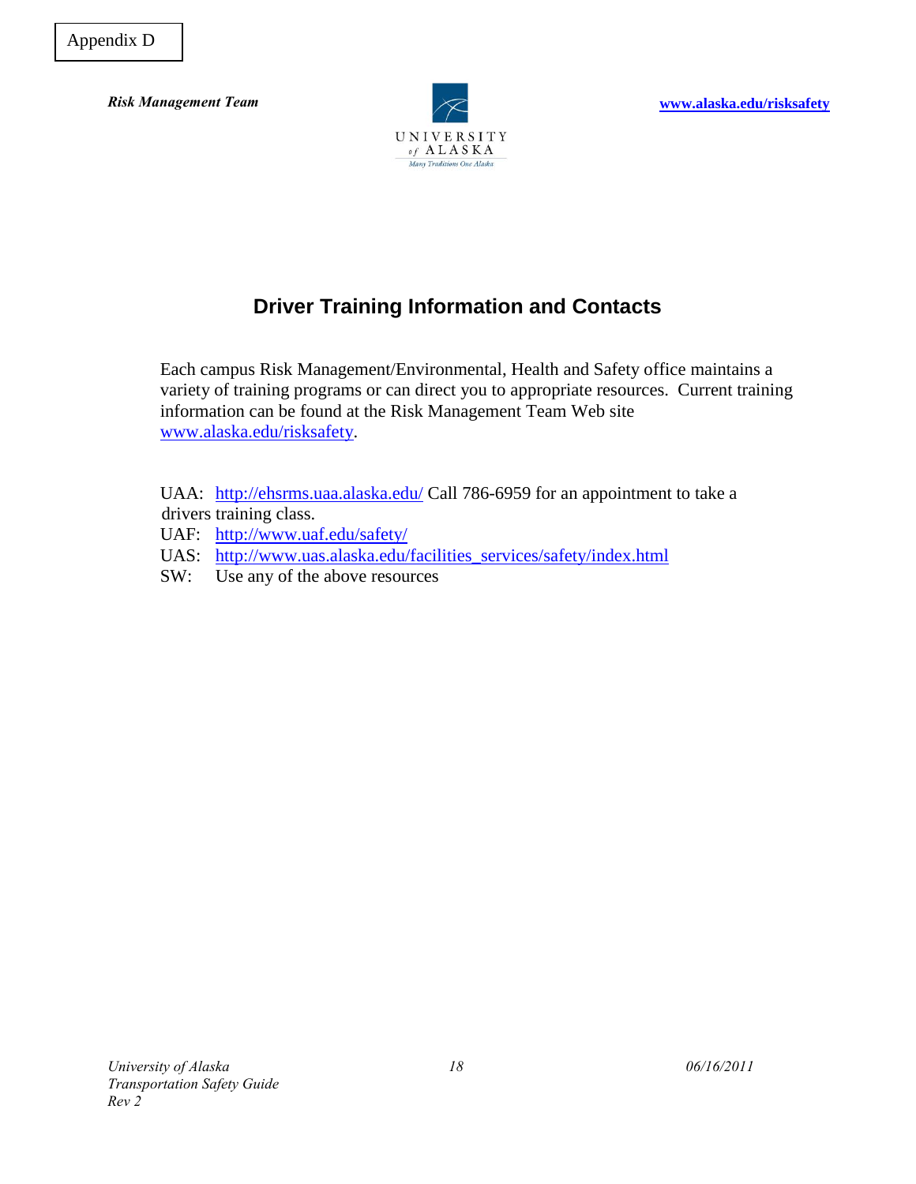Appendix D

# Driver Training Information and Contacts

Each campus Risk Management/Environmental, Health and Safety office maintains a variety of training programs or can direct you to appropriate resources. Current training information can be found at the Risk Management Team Web site www.alaska.edu/risksafety.

UAA: http://ehsrms.uaa.alaska.edu/ Call 786-6959 for an appointment to take a drivers training class.
UAF: http://www.uaf.edu/safety/
UAS: http://www.uas.alaska.edu/facilities_services/safety/index.html
SW: Use any of the above resources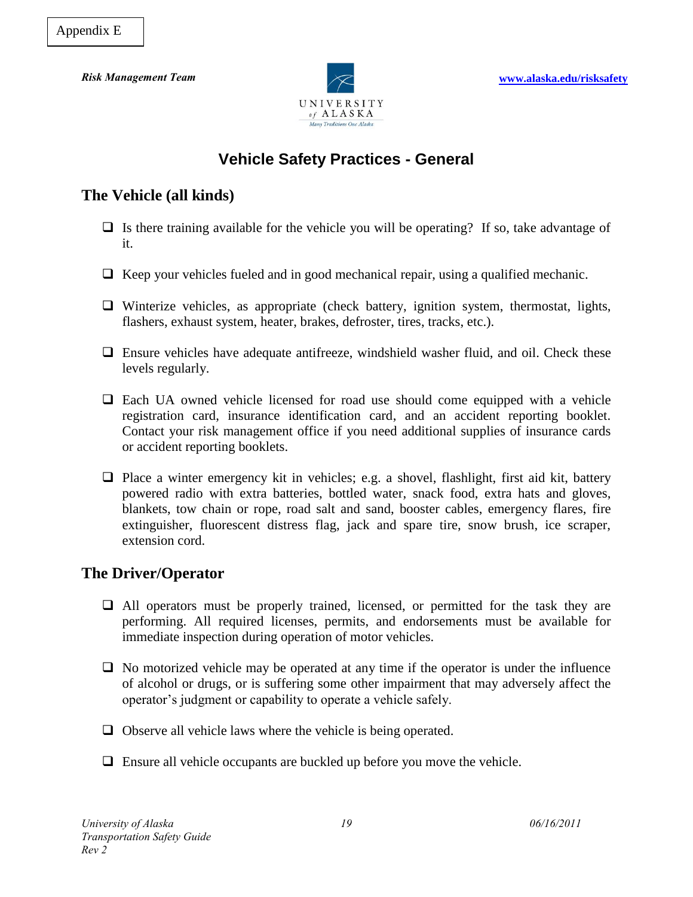Appendix E

*Risk Management Team*

**www.alaska.edu/risksafety**

# Vehicle Safety Practices - General

## The Vehicle (all kinds)

- ❑ Is there training available for the vehicle you will be operating? If so, take advantage of it.
- ❑ Keep your vehicles fueled and in good mechanical repair, using a qualified mechanic.
- ❑ Winterize vehicles, as appropriate (check battery, ignition system, thermostat, lights, flashers, exhaust system, heater, brakes, defroster, tires, tracks, etc.).
- ❑ Ensure vehicles have adequate antifreeze, windshield washer fluid, and oil. Check these levels regularly.
- ❑ Each UA owned vehicle licensed for road use should come equipped with a vehicle registration card, insurance identification card, and an accident reporting booklet. Contact your risk management office if you need additional supplies of insurance cards or accident reporting booklets.
- ❑ Place a winter emergency kit in vehicles; e.g. a shovel, flashlight, first aid kit, battery powered radio with extra batteries, bottled water, snack food, extra hats and gloves, blankets, tow chain or rope, road salt and sand, booster cables, emergency flares, fire extinguisher, fluorescent distress flag, jack and spare tire, snow brush, ice scraper, extension cord.

## The Driver/Operator

- ❑ All operators must be properly trained, licensed, or permitted for the task they are performing. All required licenses, permits, and endorsements must be available for immediate inspection during operation of motor vehicles.
- ❑ No motorized vehicle may be operated at any time if the operator is under the influence of alcohol or drugs, or is suffering some other impairment that may adversely affect the operator's judgment or capability to operate a vehicle safely.
- ❑ Observe all vehicle laws where the vehicle is being operated.
- ❑ Ensure all vehicle occupants are buckled up before you move the vehicle.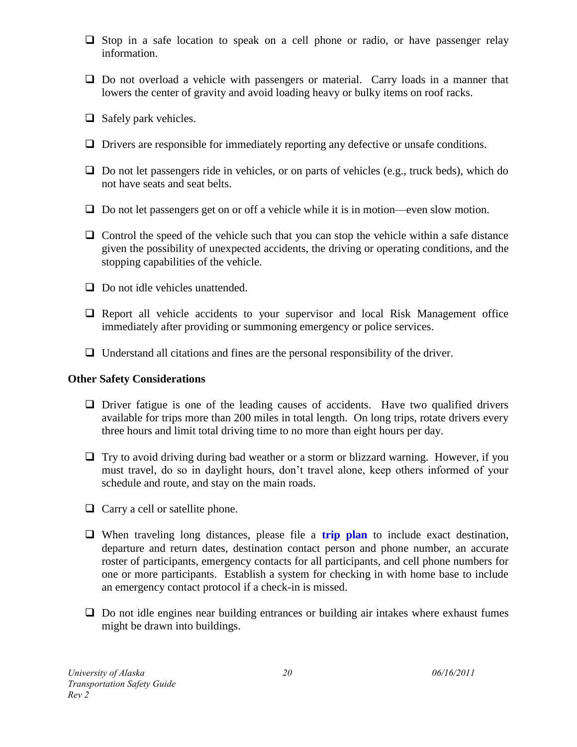- Stop in a safe location to speak on a cell phone or radio, or have passenger relay information.
- Do not overload a vehicle with passengers or material. Carry loads in a manner that lowers the center of gravity and avoid loading heavy or bulky items on roof racks.
- Safely park vehicles.
- Drivers are responsible for immediately reporting any defective or unsafe conditions.
- Do not let passengers ride in vehicles, or on parts of vehicles (e.g., truck beds), which do not have seats and seat belts.
- Do not let passengers get on or off a vehicle while it is in motion—even slow motion.
- Control the speed of the vehicle such that you can stop the vehicle within a safe distance given the possibility of unexpected accidents, the driving or operating conditions, and the stopping capabilities of the vehicle.
- Do not idle vehicles unattended.
- Report all vehicle accidents to your supervisor and local Risk Management office immediately after providing or summoning emergency or police services.
- Understand all citations and fines are the personal responsibility of the driver.

**Other Safety Considerations**

- Driver fatigue is one of the leading causes of accidents. Have two qualified drivers available for trips more than 200 miles in total length. On long trips, rotate drivers every three hours and limit total driving time to no more than eight hours per day.
- Try to avoid driving during bad weather or a storm or blizzard warning. However, if you must travel, do so in daylight hours, don't travel alone, keep others informed of your schedule and route, and stay on the main roads.
- Carry a cell or satellite phone.
- When traveling long distances, please file a **trip plan** to include exact destination, departure and return dates, destination contact person and phone number, an accurate roster of participants, emergency contacts for all participants, and cell phone numbers for one or more participants. Establish a system for checking in with home base to include an emergency contact protocol if a check-in is missed.
- Do not idle engines near building entrances or building air intakes where exhaust fumes might be drawn into buildings.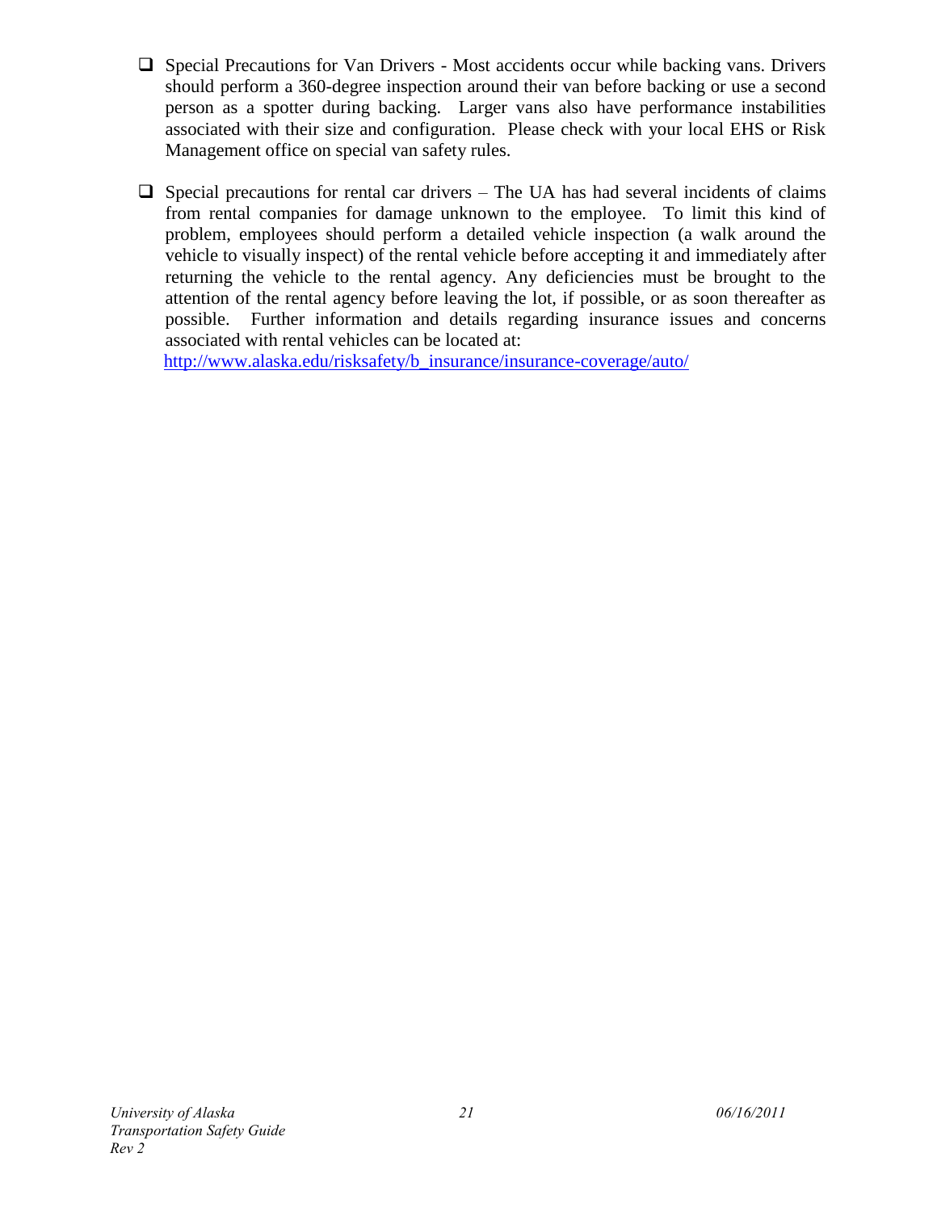- Special Precautions for Van Drivers - Most accidents occur while backing vans. Drivers should perform a 360-degree inspection around their van before backing or use a second person as a spotter during backing. Larger vans also have performance instabilities associated with their size and configuration. Please check with your local EHS or Risk Management office on special van safety rules.

- Special precautions for rental car drivers – The UA has had several incidents of claims from rental companies for damage unknown to the employee. To limit this kind of problem, employees should perform a detailed vehicle inspection (a walk around the vehicle to visually inspect) of the rental vehicle before accepting it and immediately after returning the vehicle to the rental agency. Any deficiencies must be brought to the attention of the rental agency before leaving the lot, if possible, or as soon thereafter as possible. Further information and details regarding insurance issues and concerns associated with rental vehicles can be located at:
  [http://www.alaska.edu/risksafety/b_insurance/insurance-coverage/auto/](http://www.alaska.edu/risksafety/b_insurance/insurance-coverage/auto/)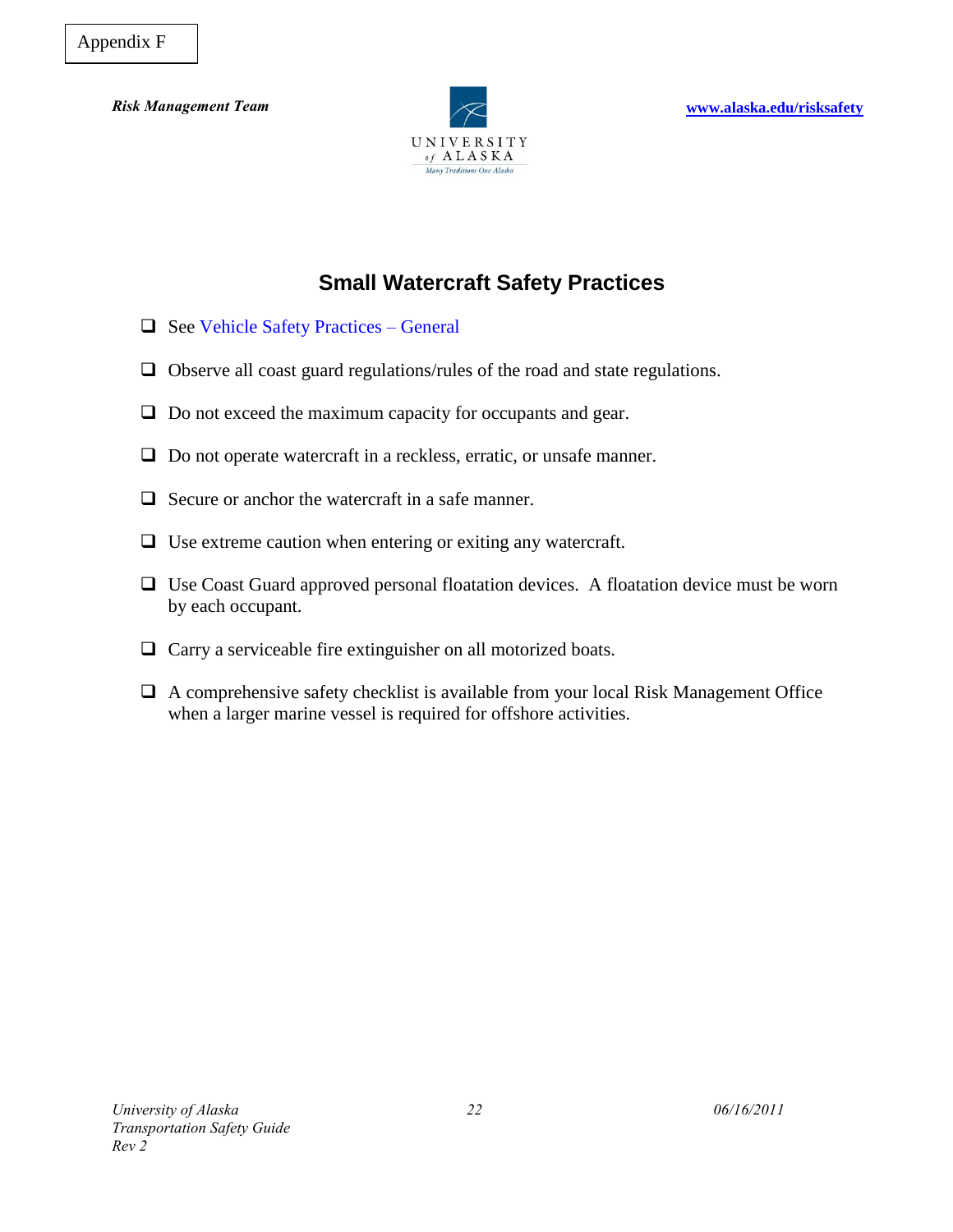Appendix F

***Risk Management Team***

UNIVERSITY of ALASKA
Many Traditions One Alaska

**www.alaska.edu/risksafety**

## Small Watercraft Safety Practices

- ❑ See Vehicle Safety Practices – General
- ❑ Observe all coast guard regulations/rules of the road and state regulations.
- ❑ Do not exceed the maximum capacity for occupants and gear.
- ❑ Do not operate watercraft in a reckless, erratic, or unsafe manner.
- ❑ Secure or anchor the watercraft in a safe manner.
- ❑ Use extreme caution when entering or exiting any watercraft.
- ❑ Use Coast Guard approved personal floatation devices. A floatation device must be worn by each occupant.
- ❑ Carry a serviceable fire extinguisher on all motorized boats.
- ❑ A comprehensive safety checklist is available from your local Risk Management Office when a larger marine vessel is required for offshore activities.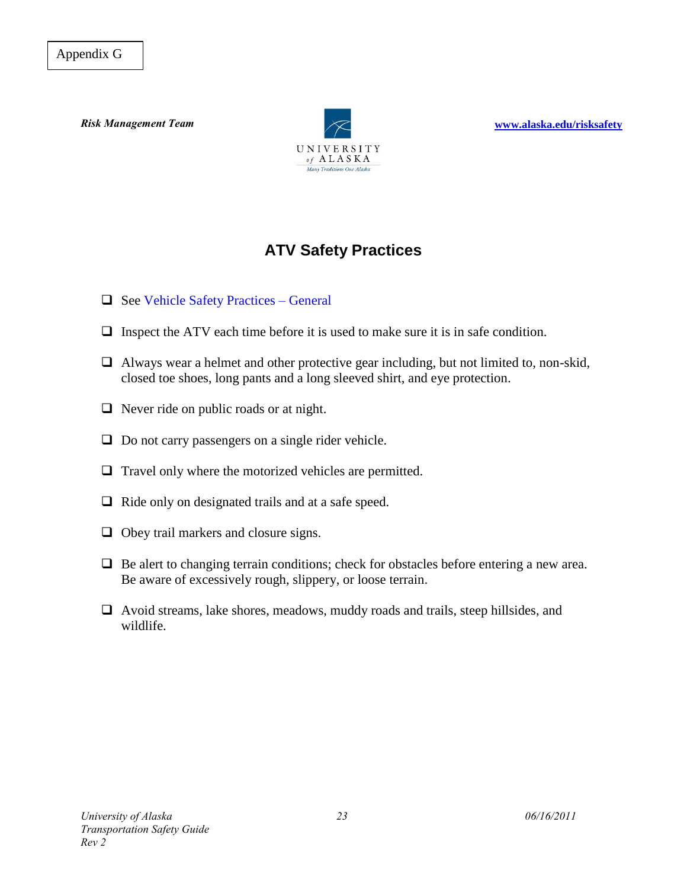Appendix G

***Risk Management Team***

UNIVERSITY of ALASKA
*Many Traditions One Alaska*

[www.alaska.edu/risksafety](http://www.alaska.edu/risksafety)

# ATV Safety Practices

- ❑ See Vehicle Safety Practices – General
- ❑ Inspect the ATV each time before it is used to make sure it is in safe condition.
- ❑ Always wear a helmet and other protective gear including, but not limited to, non-skid, closed toe shoes, long pants and a long sleeved shirt, and eye protection.
- ❑ Never ride on public roads or at night.
- ❑ Do not carry passengers on a single rider vehicle.
- ❑ Travel only where the motorized vehicles are permitted.
- ❑ Ride only on designated trails and at a safe speed.
- ❑ Obey trail markers and closure signs.
- ❑ Be alert to changing terrain conditions; check for obstacles before entering a new area. Be aware of excessively rough, slippery, or loose terrain.
- ❑ Avoid streams, lake shores, meadows, muddy roads and trails, steep hillsides, and wildlife.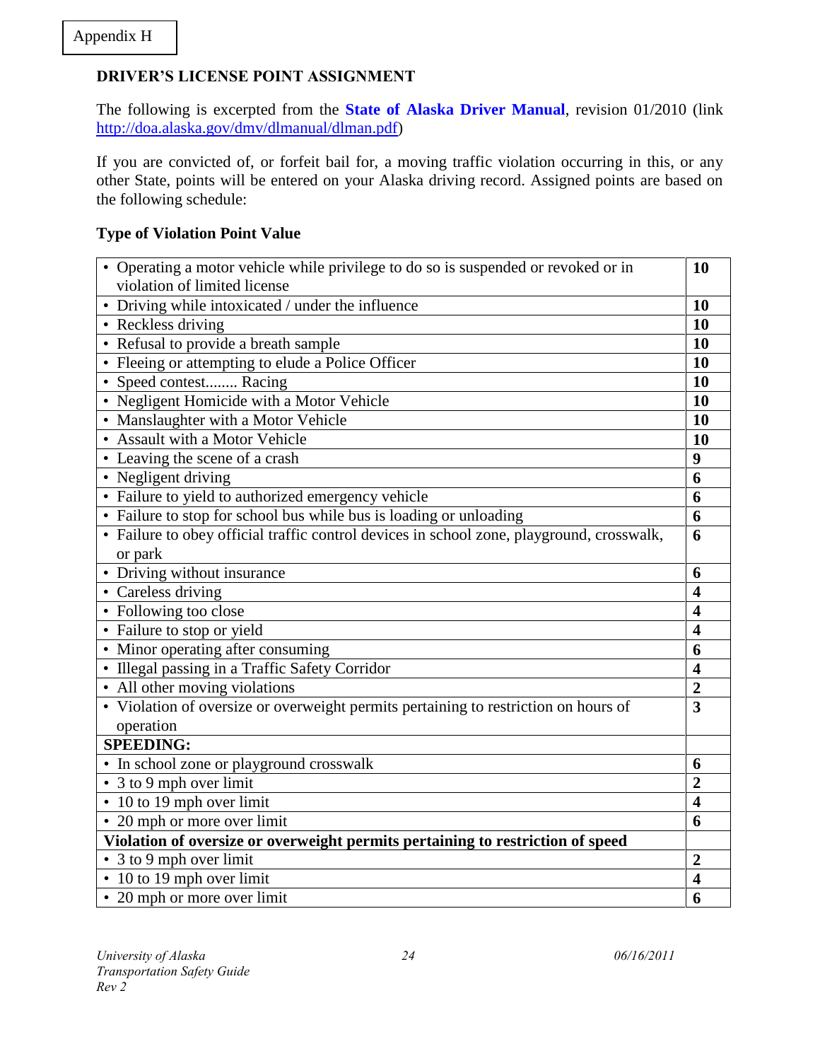Appendix H

## DRIVER'S LICENSE POINT ASSIGNMENT

The following is excerpted from the **State of Alaska Driver Manual**, revision 01/2010 (link http://doa.alaska.gov/dmv/dlmanual/dlman.pdf)

If you are convicted of, or forfeit bail for, a moving traffic violation occurring in this, or any other State, points will be entered on your Alaska driving record. Assigned points are based on the following schedule:

### Type of Violation Point Value

| Type of Violation | Point Value |
|---|---|
| • Operating a motor vehicle while privilege to do so is suspended or revoked or in violation of limited license | **10** |
| • Driving while intoxicated / under the influence | **10** |
| • Reckless driving | **10** |
| • Refusal to provide a breath sample | **10** |
| • Fleeing or attempting to elude a Police Officer | **10** |
| • Speed contest........ Racing | **10** |
| • Negligent Homicide with a Motor Vehicle | **10** |
| • Manslaughter with a Motor Vehicle | **10** |
| • Assault with a Motor Vehicle | **10** |
| • Leaving the scene of a crash | **9** |
| • Negligent driving | **6** |
| • Failure to yield to authorized emergency vehicle | **6** |
| • Failure to stop for school bus while bus is loading or unloading | **6** |
| • Failure to obey official traffic control devices in school zone, playground, crosswalk, or park | **6** |
| • Driving without insurance | **6** |
| • Careless driving | **4** |
| • Following too close | **4** |
| • Failure to stop or yield | **4** |
| • Minor operating after consuming | **6** |
| • Illegal passing in a Traffic Safety Corridor | **4** |
| • All other moving violations | **2** |
| • Violation of oversize or overweight permits pertaining to restriction on hours of operation | **3** |
| **SPEEDING:** | |
| • In school zone or playground crosswalk | **6** |
| • 3 to 9 mph over limit | **2** |
| • 10 to 19 mph over limit | **4** |
| • 20 mph or more over limit | **6** |
| **Violation of oversize or overweight permits pertaining to restriction of speed** | |
| • 3 to 9 mph over limit | **2** |
| • 10 to 19 mph over limit | **4** |
| • 20 mph or more over limit | **6** |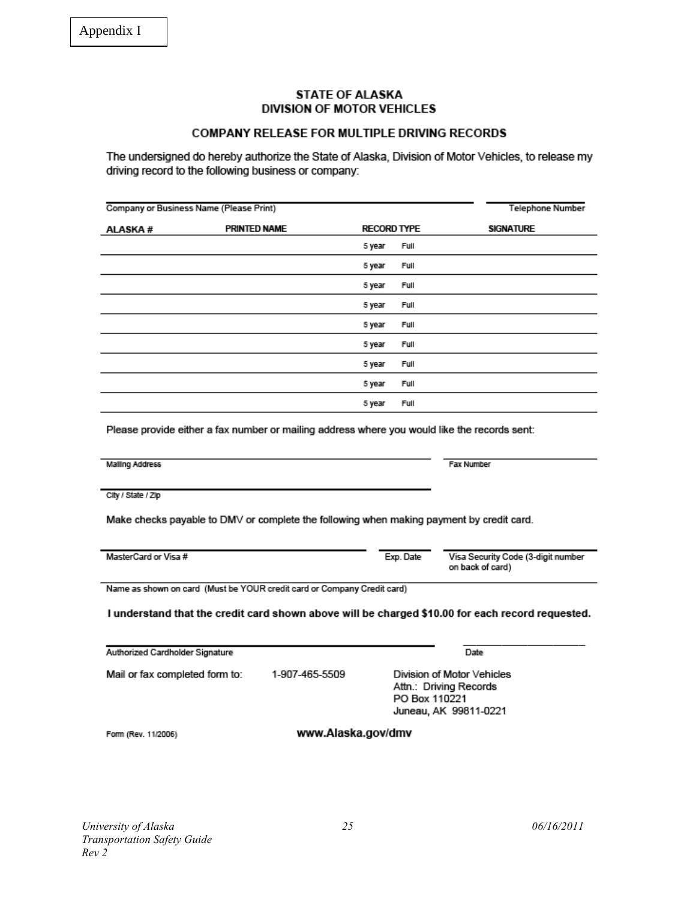Appendix I

## STATE OF ALASKA
## DIVISION OF MOTOR VEHICLES

### COMPANY RELEASE FOR MULTIPLE DRIVING RECORDS

The undersigned do hereby authorize the State of Alaska, Division of Motor Vehicles, to release my driving record to the following business or company:

Company or Business Name (Please Print) ____________________ Telephone Number ____________________

| ALASKA # | PRINTED NAME | RECORD TYPE | SIGNATURE |
|---|---|---|---|
| | | 5 year Full | |
| | | 5 year Full | |
| | | 5 year Full | |
| | | 5 year Full | |
| | | 5 year Full | |
| | | 5 year Full | |
| | | 5 year Full | |
| | | 5 year Full | |
| | | 5 year Full | |

Please provide either a fax number or mailing address where you would like the records sent:

Mailing Address ____________________ Fax Number ____________________

City / State / Zip ____________________

Make checks payable to DMV or complete the following when making payment by credit card.

MasterCard or Visa # ____________________ Exp. Date ________ Visa Security Code (3-digit number on back of card) ________

Name as shown on card (Must be YOUR credit card or Company Credit card) ____________________

**I understand that the credit card shown above will be charged $10.00 for each record requested.**

Authorized Cardholder Signature ____________________ Date ____________

Mail or fax completed form to: 1-907-465-5509

Division of Motor Vehicles
Attn.: Driving Records
PO Box 110221
Juneau, AK 99811-0221

Form (Rev. 11/2006)

**www.Alaska.gov/dmv**